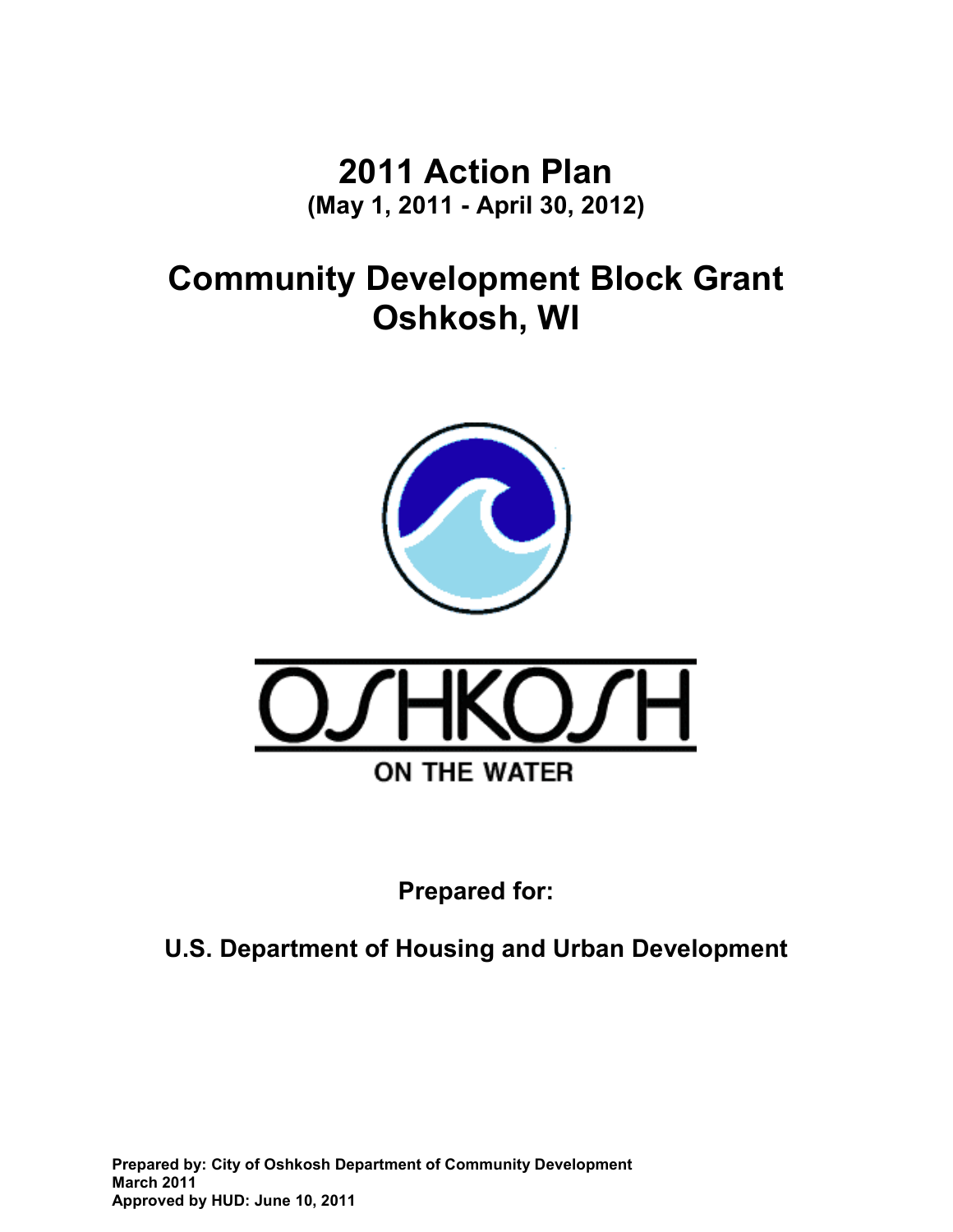# 2011 Action Plan

**(May 1, 2011 - April 30, 2012)**

# Community Development Block Grant Oshkosh, WI

OSHKOSH

ON THE WATER

**Prepared for:**

**U.S. Department of Housing and Urban Development**

**Prepared by: City of Oshkosh Department of Community Development**
**March 2011**
**Approved by HUD: June 10, 2011**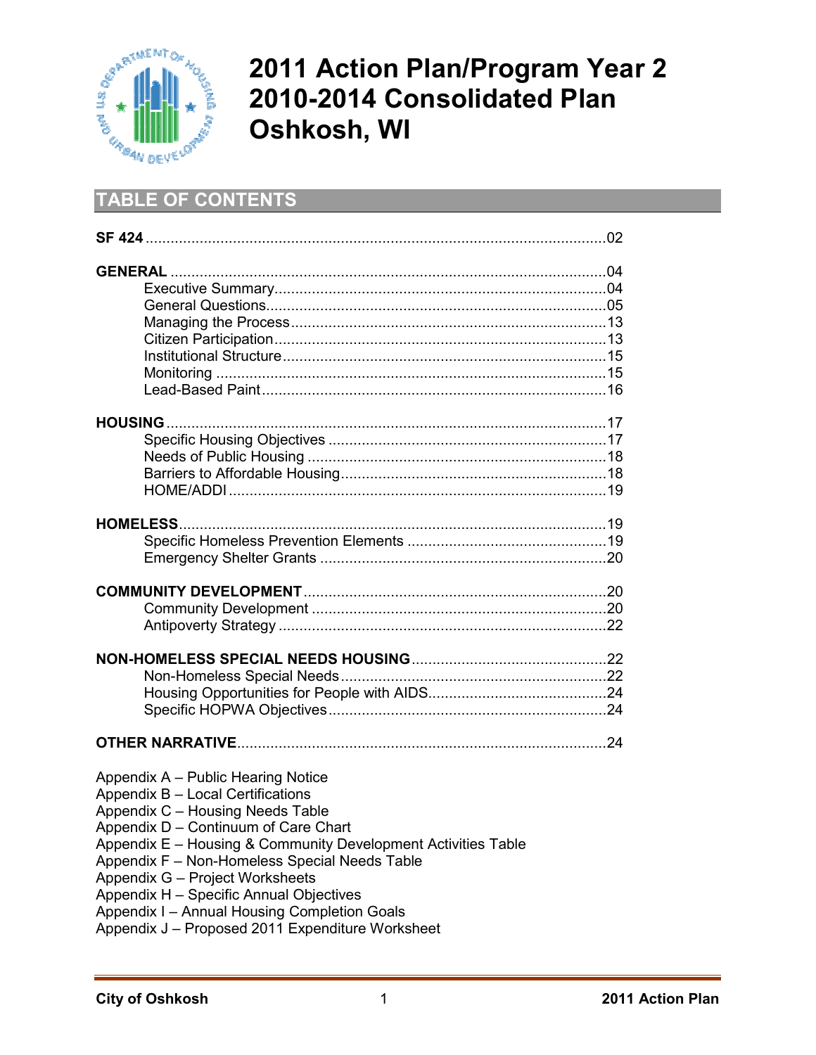# 2011 Action Plan/Program Year 2
# 2010-2014 Consolidated Plan
# Oshkosh, WI

## TABLE OF CONTENTS

**SF 424** .......................................................... 02

**GENERAL** .......................................................... 04
- Executive Summary .......................................................... 04
- General Questions .......................................................... 05
- Managing the Process .......................................................... 13
- Citizen Participation .......................................................... 13
- Institutional Structure .......................................................... 15
- Monitoring .......................................................... 15
- Lead-Based Paint .......................................................... 16

**HOUSING** .......................................................... 17
- Specific Housing Objectives .......................................................... 17
- Needs of Public Housing .......................................................... 18
- Barriers to Affordable Housing .......................................................... 18
- HOME/ADDI .......................................................... 19

**HOMELESS** .......................................................... 19
- Specific Homeless Prevention Elements .......................................................... 19
- Emergency Shelter Grants .......................................................... 20

**COMMUNITY DEVELOPMENT** .......................................................... 20
- Community Development .......................................................... 20
- Antipoverty Strategy .......................................................... 22

**NON-HOMELESS SPECIAL NEEDS HOUSING** .......................................................... 22
- Non-Homeless Special Needs .......................................................... 22
- Housing Opportunities for People with AIDS .......................................................... 24
- Specific HOPWA Objectives .......................................................... 24

**OTHER NARRATIVE** .......................................................... 24

Appendix A – Public Hearing Notice
Appendix B – Local Certifications
Appendix C – Housing Needs Table
Appendix D – Continuum of Care Chart
Appendix E – Housing & Community Development Activities Table
Appendix F – Non-Homeless Special Needs Table
Appendix G – Project Worksheets
Appendix H – Specific Annual Objectives
Appendix I – Annual Housing Completion Goals
Appendix J – Proposed 2011 Expenditure Worksheet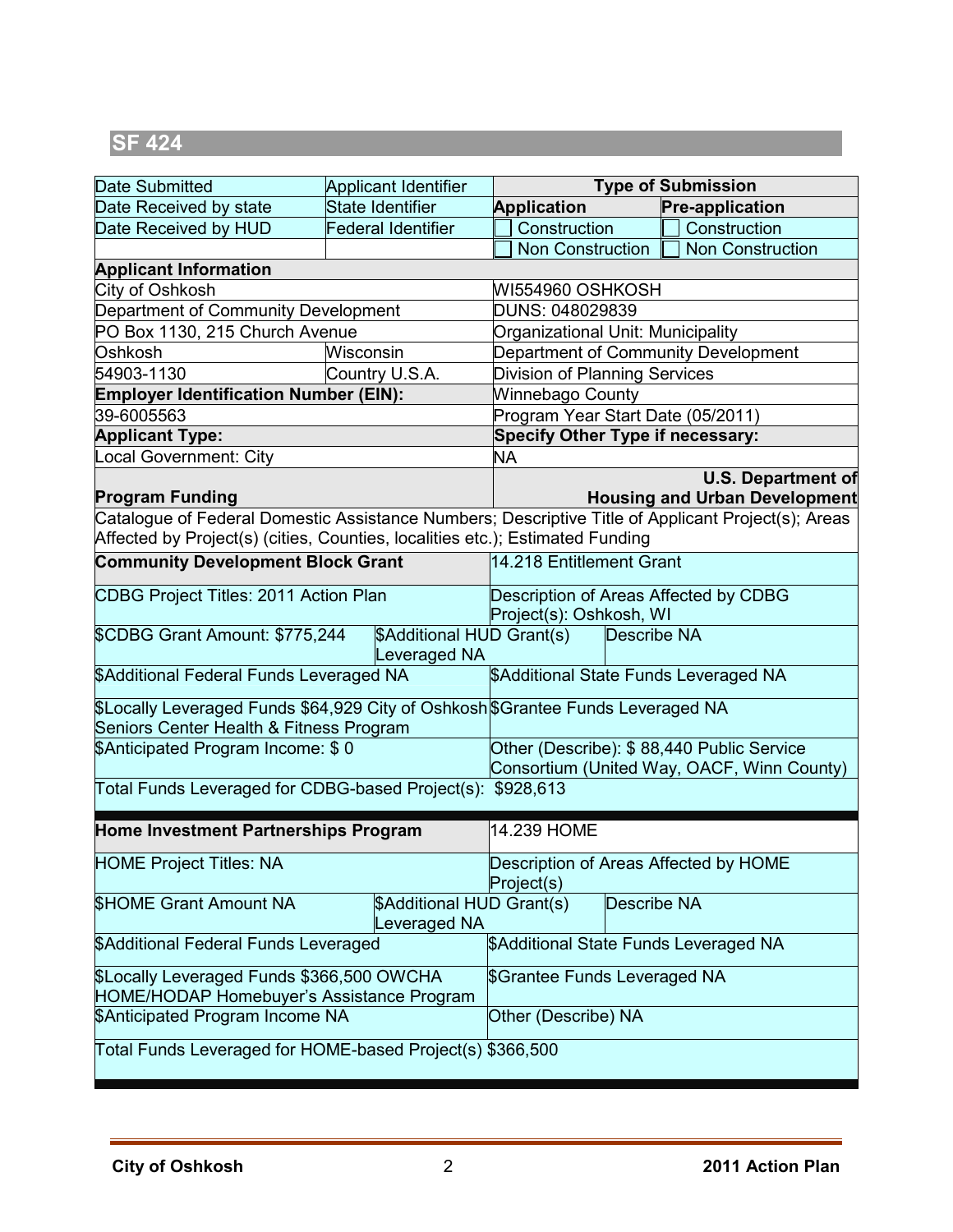## SF 424

| | | | |
|---|---|---|---|
| Date Submitted | Applicant Identifier | **Type of Submission** | |
| Date Received by state | State Identifier | **Application** | **Pre-application** |
| Date Received by HUD | Federal Identifier | ☐ Construction | ☐ Construction |
| | | ☐ Non Construction | ☐ Non Construction |
| **Applicant Information** | | | |
| City of Oshkosh | | WI554960 OSHKOSH | |
| Department of Community Development | | DUNS: 048029839 | |
| PO Box 1130, 215 Church Avenue | | Organizational Unit: Municipality | |
| Oshkosh | Wisconsin | Department of Community Development | |
| 54903-1130 | Country U.S.A. | Division of Planning Services | |
| **Employer Identification Number (EIN):** | | Winnebago County | |
| 39-6005563 | | Program Year Start Date (05/2011) | |
| **Applicant Type:** | | **Specify Other Type if necessary:** | |
| Local Government: City | | NA | |
| **Program Funding** | | **U.S. Department of Housing and Urban Development** | |

Catalogue of Federal Domestic Assistance Numbers; Descriptive Title of Applicant Project(s); Areas Affected by Project(s) (cities, Counties, localities etc.); Estimated Funding

| | | | |
|---|---|---|---|
| **Community Development Block Grant** | | 14.218 Entitlement Grant | |
| CDBG Project Titles: 2011 Action Plan | | Description of Areas Affected by CDBG Project(s): Oshkosh, WI | |
| $CDBG Grant Amount: $775,244 | $Additional HUD Grant(s) Leveraged NA | | Describe NA |
| $Additional Federal Funds Leveraged NA | | $Additional State Funds Leveraged NA | |
| $Locally Leveraged Funds $64,929 City of Oshkosh Seniors Center Health & Fitness Program | | $Grantee Funds Leveraged NA | |
| $Anticipated Program Income: $ 0 | | Other (Describe): $ 88,440 Public Service Consortium (United Way, OACF, Winn County) | |
| Total Funds Leveraged for CDBG-based Project(s): $928,613 | | | |

| | | | |
|---|---|---|---|
| **Home Investment Partnerships Program** | | 14.239 HOME | |
| HOME Project Titles: NA | | Description of Areas Affected by HOME Project(s) | |
| $HOME Grant Amount NA | $Additional HUD Grant(s) Leveraged NA | | Describe NA |
| $Additional Federal Funds Leveraged | | $Additional State Funds Leveraged NA | |
| $Locally Leveraged Funds $366,500 OWCHA HOME/HODAP Homebuyer's Assistance Program | | $Grantee Funds Leveraged NA | |
| $Anticipated Program Income NA | | Other (Describe) NA | |
| Total Funds Leveraged for HOME-based Project(s) $366,500 | | | |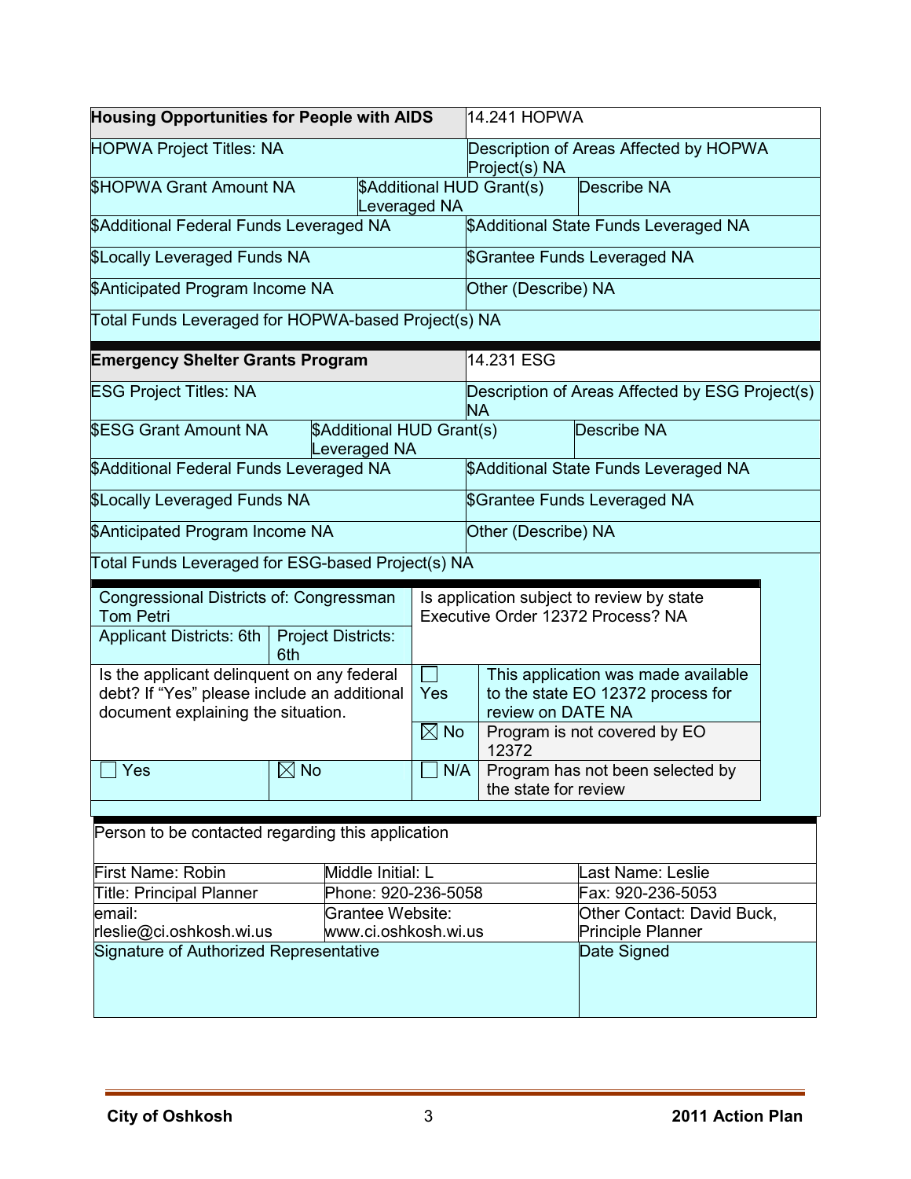| Housing Opportunities for People with AIDS | | 14.241 HOPWA | |
|---|---|---|---|
| HOPWA Project Titles: NA | | Description of Areas Affected by HOPWA Project(s) NA | |
| $HOPWA Grant Amount NA | $Additional HUD Grant(s) Leveraged NA | | Describe NA |
| $Additional Federal Funds Leveraged NA | | $Additional State Funds Leveraged NA | |
| $Locally Leveraged Funds NA | | $Grantee Funds Leveraged NA | |
| $Anticipated Program Income NA | | Other (Describe) NA | |
| Total Funds Leveraged for HOPWA-based Project(s) NA | | | |

| Emergency Shelter Grants Program | | 14.231 ESG | |
|---|---|---|---|
| ESG Project Titles: NA | | Description of Areas Affected by ESG Project(s) NA | |
| $ESG Grant Amount NA | $Additional HUD Grant(s) Leveraged NA | | Describe NA |
| $Additional Federal Funds Leveraged NA | | $Additional State Funds Leveraged NA | |
| $Locally Leveraged Funds NA | | $Grantee Funds Leveraged NA | |
| $Anticipated Program Income NA | | Other (Describe) NA | |
| Total Funds Leveraged for ESG-based Project(s) NA | | | |

| | | | |
|---|---|---|---|
| Congressional Districts of: Congressman Tom Petri | | Is application subject to review by state Executive Order 12372 Process? NA | |
| Applicant Districts: 6th | Project Districts: 6th | | |
| Is the applicant delinquent on any federal debt? If "Yes" please include an additional document explaining the situation. | | ☐ Yes | This application was made available to the state EO 12372 process for review on DATE NA |
| | | ☒ No | Program is not covered by EO 12372 |
| ☐ Yes | ☒ No | ☐ N/A | Program has not been selected by the state for review |

| Person to be contacted regarding this application | | |
|---|---|---|
| First Name: Robin | Middle Initial: L | Last Name: Leslie |
| Title: Principal Planner | Phone: 920-236-5058 | Fax: 920-236-5053 |
| email: rleslie@ci.oshkosh.wi.us | Grantee Website: www.ci.oshkosh.wi.us | Other Contact: David Buck, Principle Planner |
| Signature of Authorized Representative | | Date Signed |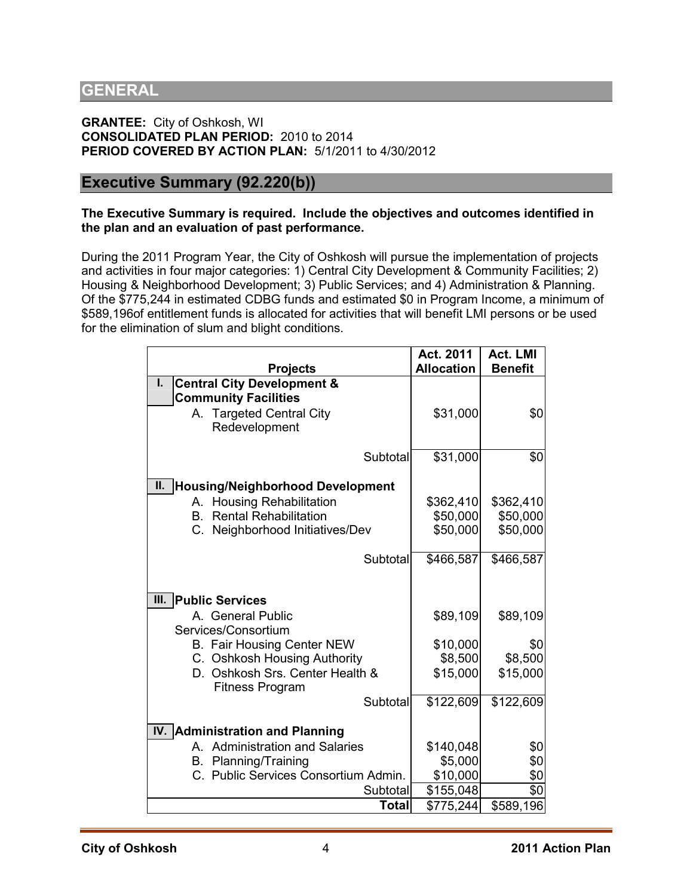## GENERAL

**GRANTEE:** City of Oshkosh, WI
**CONSOLIDATED PLAN PERIOD:** 2010 to 2014
**PERIOD COVERED BY ACTION PLAN:** 5/1/2011 to 4/30/2012

## Executive Summary (92.220(b))

**The Executive Summary is required. Include the objectives and outcomes identified in the plan and an evaluation of past performance.**

During the 2011 Program Year, the City of Oshkosh will pursue the implementation of projects and activities in four major categories: 1) Central City Development & Community Facilities; 2) Housing & Neighborhood Development; 3) Public Services; and 4) Administration & Planning. Of the $775,244 in estimated CDBG funds and estimated $0 in Program Income, a minimum of $589,196of entitlement funds is allocated for activities that will benefit LMI persons or be used for the elimination of slum and blight conditions.

| Projects | Act. 2011 Allocation | Act. LMI Benefit |
|---|---|---|
| **I. Central City Development & Community Facilities** | | |
| A. Targeted Central City Redevelopment | $31,000 | $0 |
| Subtotal | $31,000 | $0 |
| **II. Housing/Neighborhood Development** | | |
| A. Housing Rehabilitation | $362,410 | $362,410 |
| B. Rental Rehabilitation | $50,000 | $50,000 |
| C. Neighborhood Initiatives/Dev | $50,000 | $50,000 |
| Subtotal | $466,587 | $466,587 |
| **III. Public Services** | | |
| A. General Public Services/Consortium | $89,109 | $89,109 |
| B. Fair Housing Center NEW | $10,000 | $0 |
| C. Oshkosh Housing Authority | $8,500 | $8,500 |
| D. Oshkosh Srs. Center Health & Fitness Program | $15,000 | $15,000 |
| Subtotal | $122,609 | $122,609 |
| **IV. Administration and Planning** | | |
| A. Administration and Salaries | $140,048 | $0 |
| B. Planning/Training | $5,000 | $0 |
| C. Public Services Consortium Admin. | $10,000 | $0 |
| Subtotal | $155,048 | $0 |
| **Total** | $775,244 | $589,196 |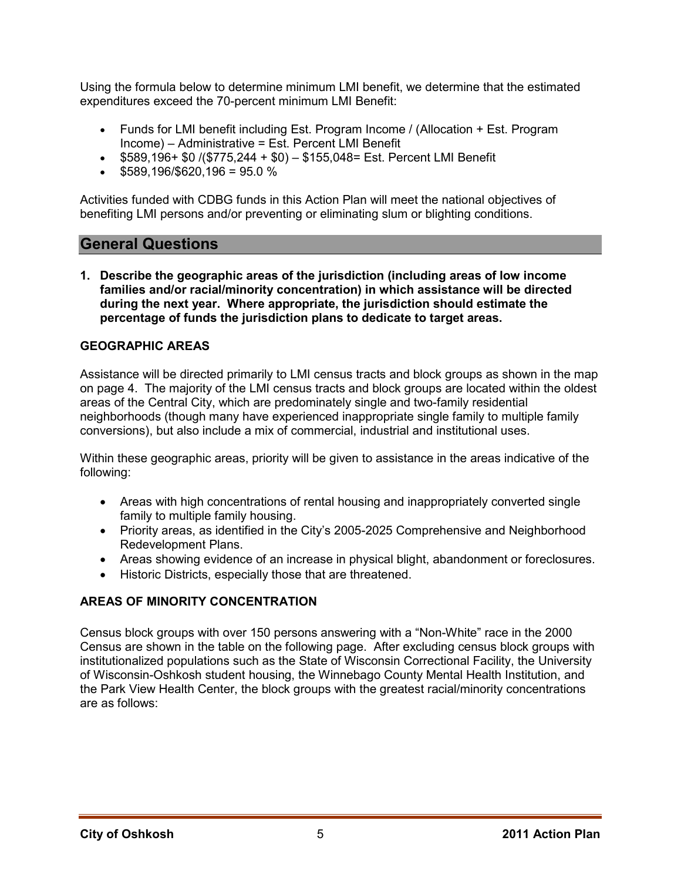Using the formula below to determine minimum LMI benefit, we determine that the estimated expenditures exceed the 70-percent minimum LMI Benefit:

- Funds for LMI benefit including Est. Program Income / (Allocation + Est. Program Income) – Administrative = Est. Percent LMI Benefit
- $589,196+ $0 /($775,244 + $0) – $155,048= Est. Percent LMI Benefit
- $589,196/$620,196 = 95.0 %

Activities funded with CDBG funds in this Action Plan will meet the national objectives of benefiting LMI persons and/or preventing or eliminating slum or blighting conditions.

## General Questions

**1. Describe the geographic areas of the jurisdiction (including areas of low income families and/or racial/minority concentration) in which assistance will be directed during the next year. Where appropriate, the jurisdiction should estimate the percentage of funds the jurisdiction plans to dedicate to target areas.**

**GEOGRAPHIC AREAS**

Assistance will be directed primarily to LMI census tracts and block groups as shown in the map on page 4. The majority of the LMI census tracts and block groups are located within the oldest areas of the Central City, which are predominately single and two-family residential neighborhoods (though many have experienced inappropriate single family to multiple family conversions), but also include a mix of commercial, industrial and institutional uses.

Within these geographic areas, priority will be given to assistance in the areas indicative of the following:

- Areas with high concentrations of rental housing and inappropriately converted single family to multiple family housing.
- Priority areas, as identified in the City's 2005-2025 Comprehensive and Neighborhood Redevelopment Plans.
- Areas showing evidence of an increase in physical blight, abandonment or foreclosures.
- Historic Districts, especially those that are threatened.

**AREAS OF MINORITY CONCENTRATION**

Census block groups with over 150 persons answering with a "Non-White" race in the 2000 Census are shown in the table on the following page. After excluding census block groups with institutionalized populations such as the State of Wisconsin Correctional Facility, the University of Wisconsin-Oshkosh student housing, the Winnebago County Mental Health Institution, and the Park View Health Center, the block groups with the greatest racial/minority concentrations are as follows: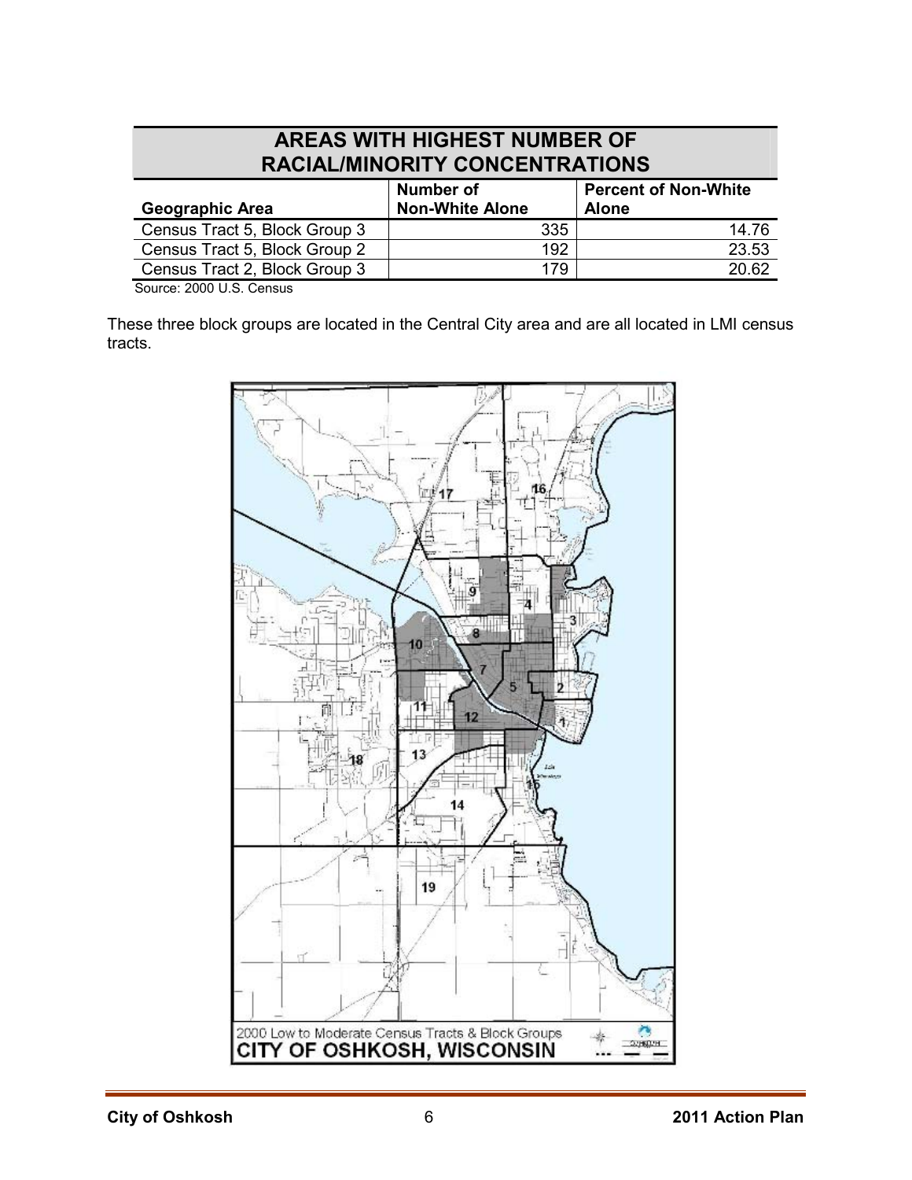| AREAS WITH HIGHEST NUMBER OF RACIAL/MINORITY CONCENTRATIONS | | |
|---|---|---|
| Geographic Area | Number of Non-White Alone | Percent of Non-White Alone |
| Census Tract 5, Block Group 3 | 335 | 14.76 |
| Census Tract 5, Block Group 2 | 192 | 23.53 |
| Census Tract 2, Block Group 3 | 179 | 20.62 |

Source: 2000 U.S. Census

These three block groups are located in the Central City area and are all located in LMI census tracts.

2000 Low to Moderate Census Tracts & Block Groups
CITY OF OSHKOSH, WISCONSIN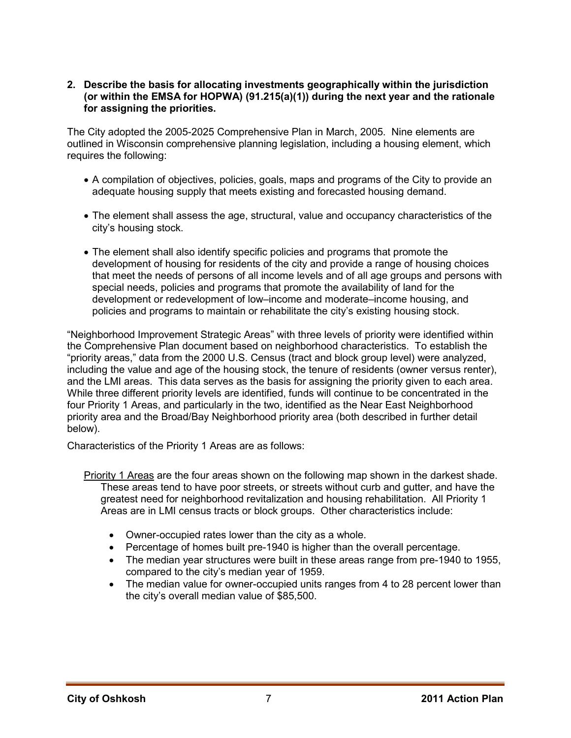**2. Describe the basis for allocating investments geographically within the jurisdiction (or within the EMSA for HOPWA) (91.215(a)(1)) during the next year and the rationale for assigning the priorities.**

The City adopted the 2005-2025 Comprehensive Plan in March, 2005. Nine elements are outlined in Wisconsin comprehensive planning legislation, including a housing element, which requires the following:

- A compilation of objectives, policies, goals, maps and programs of the City to provide an adequate housing supply that meets existing and forecasted housing demand.
- The element shall assess the age, structural, value and occupancy characteristics of the city's housing stock.
- The element shall also identify specific policies and programs that promote the development of housing for residents of the city and provide a range of housing choices that meet the needs of persons of all income levels and of all age groups and persons with special needs, policies and programs that promote the availability of land for the development or redevelopment of low–income and moderate–income housing, and policies and programs to maintain or rehabilitate the city's existing housing stock.

"Neighborhood Improvement Strategic Areas" with three levels of priority were identified within the Comprehensive Plan document based on neighborhood characteristics. To establish the "priority areas," data from the 2000 U.S. Census (tract and block group level) were analyzed, including the value and age of the housing stock, the tenure of residents (owner versus renter), and the LMI areas. This data serves as the basis for assigning the priority given to each area. While three different priority levels are identified, funds will continue to be concentrated in the four Priority 1 Areas, and particularly in the two, identified as the Near East Neighborhood priority area and the Broad/Bay Neighborhood priority area (both described in further detail below).

Characteristics of the Priority 1 Areas are as follows:

<u>Priority 1 Areas</u> are the four areas shown on the following map shown in the darkest shade. These areas tend to have poor streets, or streets without curb and gutter, and have the greatest need for neighborhood revitalization and housing rehabilitation. All Priority 1 Areas are in LMI census tracts or block groups. Other characteristics include:

- Owner-occupied rates lower than the city as a whole.
- Percentage of homes built pre-1940 is higher than the overall percentage.
- The median year structures were built in these areas range from pre-1940 to 1955, compared to the city's median year of 1959.
- The median value for owner-occupied units ranges from 4 to 28 percent lower than the city's overall median value of $85,500.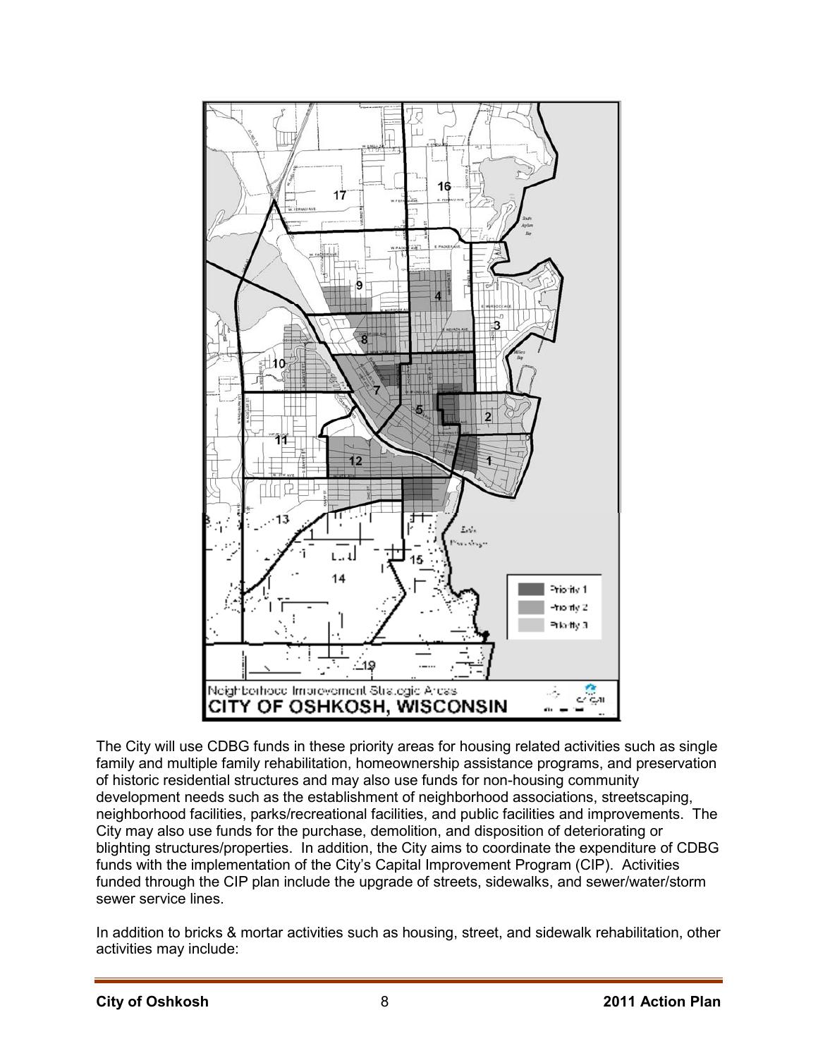Priority 1
Priority 2
Priority 3

Neighborhood Improvement Strategic Areas
CITY OF OSHKOSH, WISCONSIN

The City will use CDBG funds in these priority areas for housing related activities such as single family and multiple family rehabilitation, homeownership assistance programs, and preservation of historic residential structures and may also use funds for non-housing community development needs such as the establishment of neighborhood associations, streetscaping, neighborhood facilities, parks/recreational facilities, and public facilities and improvements. The City may also use funds for the purchase, demolition, and disposition of deteriorating or blighting structures/properties. In addition, the City aims to coordinate the expenditure of CDBG funds with the implementation of the City's Capital Improvement Program (CIP). Activities funded through the CIP plan include the upgrade of streets, sidewalks, and sewer/water/storm sewer service lines.

In addition to bricks & mortar activities such as housing, street, and sidewalk rehabilitation, other activities may include: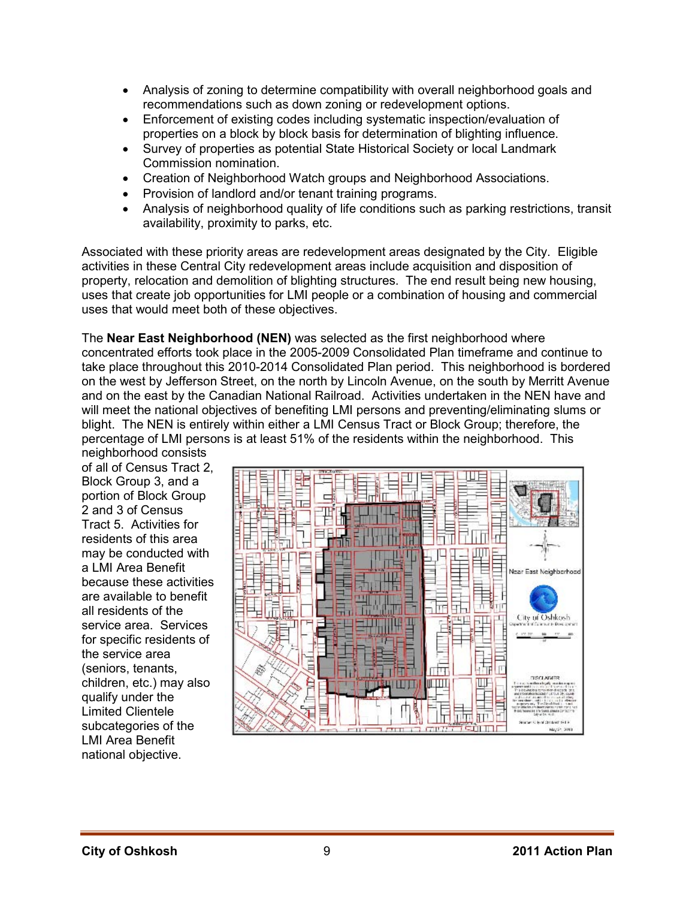- Analysis of zoning to determine compatibility with overall neighborhood goals and recommendations such as down zoning or redevelopment options.
- Enforcement of existing codes including systematic inspection/evaluation of properties on a block by block basis for determination of blighting influence.
- Survey of properties as potential State Historical Society or local Landmark Commission nomination.
- Creation of Neighborhood Watch groups and Neighborhood Associations.
- Provision of landlord and/or tenant training programs.
- Analysis of neighborhood quality of life conditions such as parking restrictions, transit availability, proximity to parks, etc.

Associated with these priority areas are redevelopment areas designated by the City. Eligible activities in these Central City redevelopment areas include acquisition and disposition of property, relocation and demolition of blighting structures. The end result being new housing, uses that create job opportunities for LMI people or a combination of housing and commercial uses that would meet both of these objectives.

The **Near East Neighborhood (NEN)** was selected as the first neighborhood where concentrated efforts took place in the 2005-2009 Consolidated Plan timeframe and continue to take place throughout this 2010-2014 Consolidated Plan period. This neighborhood is bordered on the west by Jefferson Street, on the north by Lincoln Avenue, on the south by Merritt Avenue and on the east by the Canadian National Railroad. Activities undertaken in the NEN have and will meet the national objectives of benefiting LMI persons and preventing/eliminating slums or blight. The NEN is entirely within either a LMI Census Tract or Block Group; therefore, the percentage of LMI persons is at least 51% of the residents within the neighborhood. This neighborhood consists of all of Census Tract 2, Block Group 3, and a portion of Block Group 2 and 3 of Census Tract 5. Activities for residents of this area may be conducted with a LMI Area Benefit because these activities are available to benefit all residents of the service area. Services for specific residents of the service area (seniors, tenants, children, etc.) may also qualify under the Limited Clientele subcategories of the LMI Area Benefit national objective.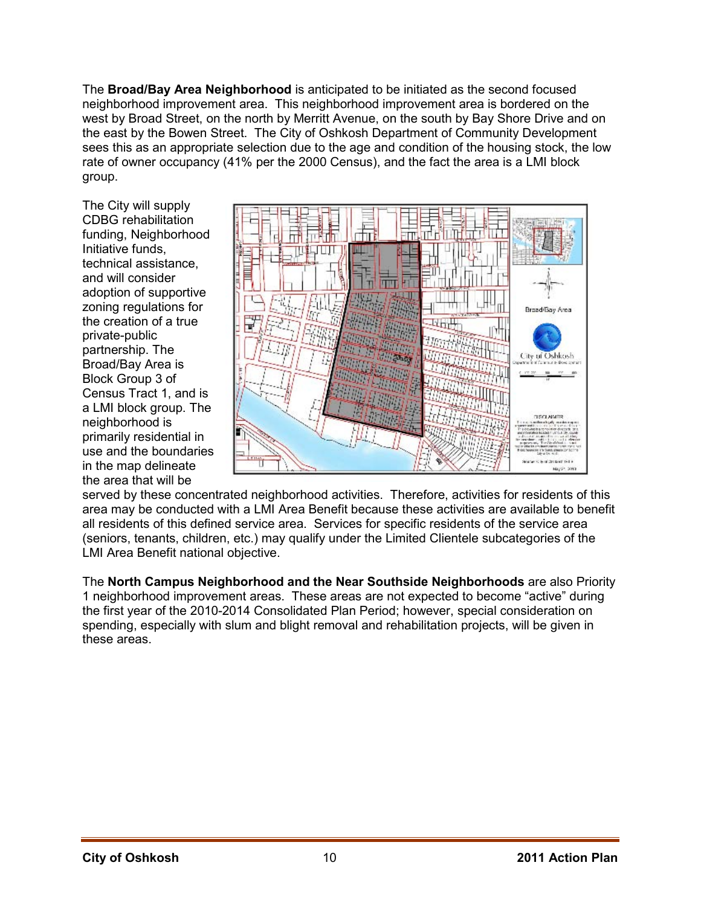The **Broad/Bay Area Neighborhood** is anticipated to be initiated as the second focused neighborhood improvement area. This neighborhood improvement area is bordered on the west by Broad Street, on the north by Merritt Avenue, on the south by Bay Shore Drive and on the east by the Bowen Street. The City of Oshkosh Department of Community Development sees this as an appropriate selection due to the age and condition of the housing stock, the low rate of owner occupancy (41% per the 2000 Census), and the fact the area is a LMI block group.

The City will supply CDBG rehabilitation funding, Neighborhood Initiative funds, technical assistance, and will consider adoption of supportive zoning regulations for the creation of a true private-public partnership. The Broad/Bay Area is Block Group 3 of Census Tract 1, and is a LMI block group. The neighborhood is primarily residential in use and the boundaries in the map delineate the area that will be served by these concentrated neighborhood activities. Therefore, activities for residents of this area may be conducted with a LMI Area Benefit because these activities are available to benefit all residents of this defined service area. Services for specific residents of the service area (seniors, tenants, children, etc.) may qualify under the Limited Clientele subcategories of the LMI Area Benefit national objective.

The **North Campus Neighborhood and the Near Southside Neighborhoods** are also Priority 1 neighborhood improvement areas. These areas are not expected to become "active" during the first year of the 2010-2014 Consolidated Plan Period; however, special consideration on spending, especially with slum and blight removal and rehabilitation projects, will be given in these areas.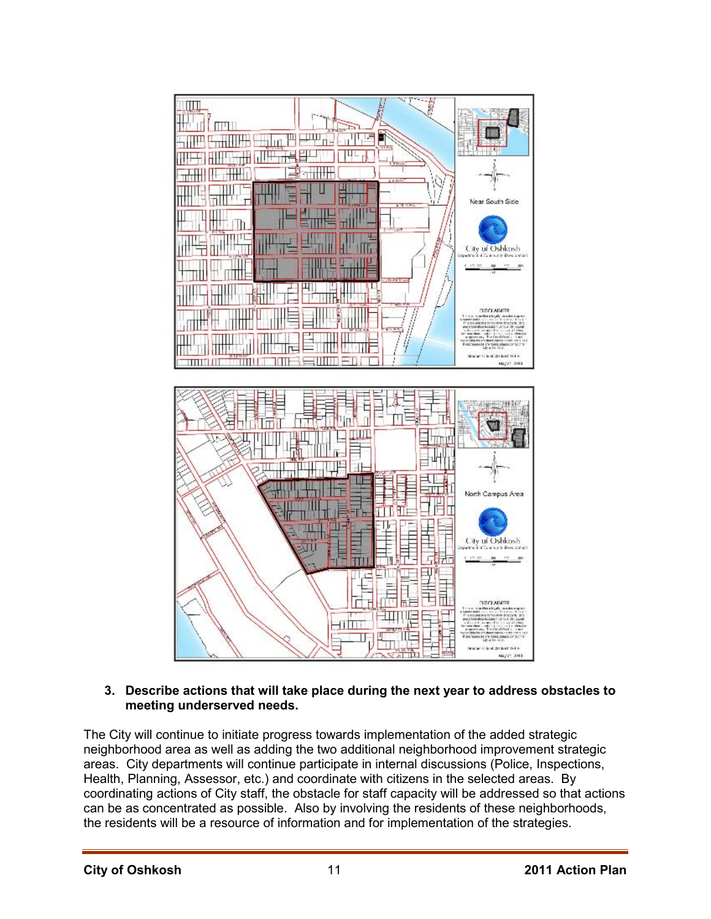**3. Describe actions that will take place during the next year to address obstacles to meeting underserved needs.**

The City will continue to initiate progress towards implementation of the added strategic neighborhood area as well as adding the two additional neighborhood improvement strategic areas. City departments will continue participate in internal discussions (Police, Inspections, Health, Planning, Assessor, etc.) and coordinate with citizens in the selected areas. By coordinating actions of City staff, the obstacle for staff capacity will be addressed so that actions can be as concentrated as possible. Also by involving the residents of these neighborhoods, the residents will be a resource of information and for implementation of the strategies.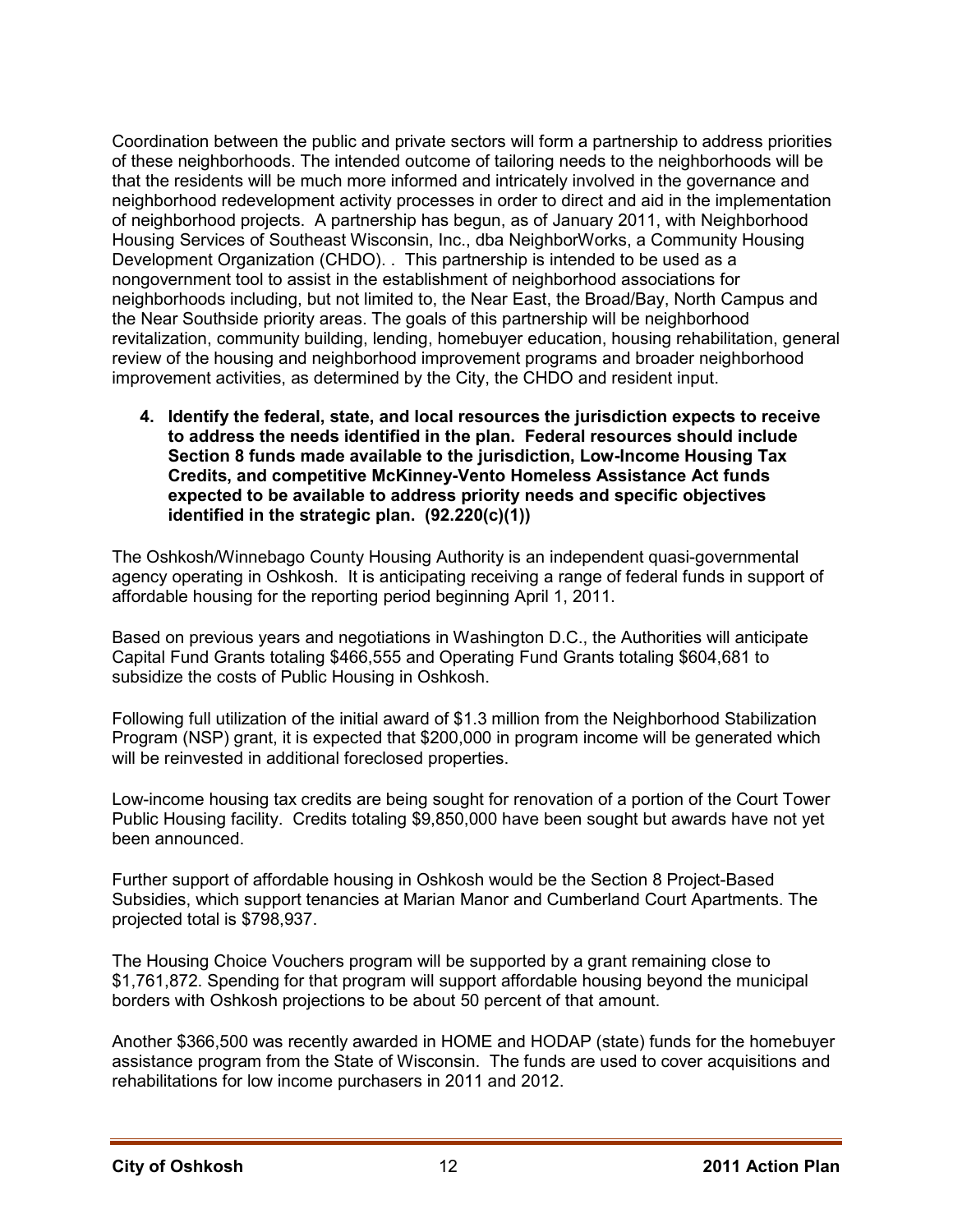Coordination between the public and private sectors will form a partnership to address priorities of these neighborhoods. The intended outcome of tailoring needs to the neighborhoods will be that the residents will be much more informed and intricately involved in the governance and neighborhood redevelopment activity processes in order to direct and aid in the implementation of neighborhood projects. A partnership has begun, as of January 2011, with Neighborhood Housing Services of Southeast Wisconsin, Inc., dba NeighborWorks, a Community Housing Development Organization (CHDO). . This partnership is intended to be used as a nongovernment tool to assist in the establishment of neighborhood associations for neighborhoods including, but not limited to, the Near East, the Broad/Bay, North Campus and the Near Southside priority areas. The goals of this partnership will be neighborhood revitalization, community building, lending, homebuyer education, housing rehabilitation, general review of the housing and neighborhood improvement programs and broader neighborhood improvement activities, as determined by the City, the CHDO and resident input.

4. **Identify the federal, state, and local resources the jurisdiction expects to receive to address the needs identified in the plan. Federal resources should include Section 8 funds made available to the jurisdiction, Low-Income Housing Tax Credits, and competitive McKinney-Vento Homeless Assistance Act funds expected to be available to address priority needs and specific objectives identified in the strategic plan. (92.220(c)(1))**

The Oshkosh/Winnebago County Housing Authority is an independent quasi-governmental agency operating in Oshkosh. It is anticipating receiving a range of federal funds in support of affordable housing for the reporting period beginning April 1, 2011.

Based on previous years and negotiations in Washington D.C., the Authorities will anticipate Capital Fund Grants totaling $466,555 and Operating Fund Grants totaling $604,681 to subsidize the costs of Public Housing in Oshkosh.

Following full utilization of the initial award of $1.3 million from the Neighborhood Stabilization Program (NSP) grant, it is expected that $200,000 in program income will be generated which will be reinvested in additional foreclosed properties.

Low-income housing tax credits are being sought for renovation of a portion of the Court Tower Public Housing facility. Credits totaling $9,850,000 have been sought but awards have not yet been announced.

Further support of affordable housing in Oshkosh would be the Section 8 Project-Based Subsidies, which support tenancies at Marian Manor and Cumberland Court Apartments. The projected total is $798,937.

The Housing Choice Vouchers program will be supported by a grant remaining close to $1,761,872. Spending for that program will support affordable housing beyond the municipal borders with Oshkosh projections to be about 50 percent of that amount.

Another $366,500 was recently awarded in HOME and HODAP (state) funds for the homebuyer assistance program from the State of Wisconsin. The funds are used to cover acquisitions and rehabilitations for low income purchasers in 2011 and 2012.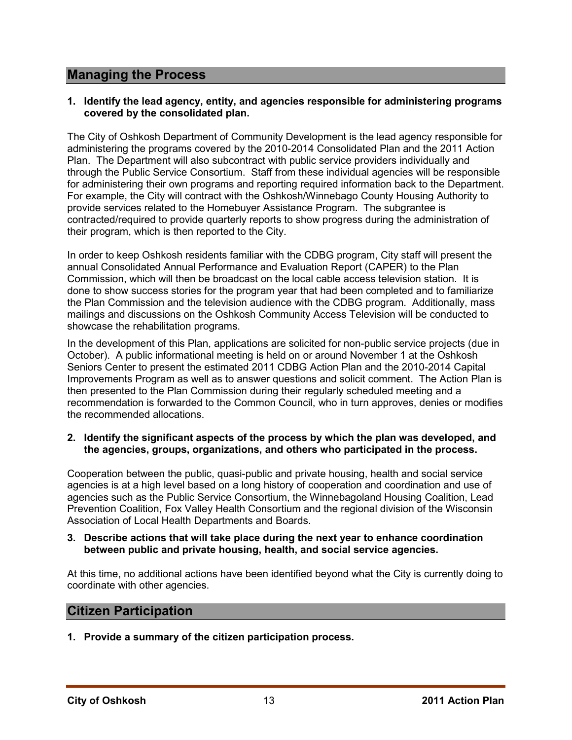## Managing the Process

**1. Identify the lead agency, entity, and agencies responsible for administering programs covered by the consolidated plan.**

The City of Oshkosh Department of Community Development is the lead agency responsible for administering the programs covered by the 2010-2014 Consolidated Plan and the 2011 Action Plan. The Department will also subcontract with public service providers individually and through the Public Service Consortium. Staff from these individual agencies will be responsible for administering their own programs and reporting required information back to the Department. For example, the City will contract with the Oshkosh/Winnebago County Housing Authority to provide services related to the Homebuyer Assistance Program. The subgrantee is contracted/required to provide quarterly reports to show progress during the administration of their program, which is then reported to the City.

In order to keep Oshkosh residents familiar with the CDBG program, City staff will present the annual Consolidated Annual Performance and Evaluation Report (CAPER) to the Plan Commission, which will then be broadcast on the local cable access television station. It is done to show success stories for the program year that had been completed and to familiarize the Plan Commission and the television audience with the CDBG program. Additionally, mass mailings and discussions on the Oshkosh Community Access Television will be conducted to showcase the rehabilitation programs.

In the development of this Plan, applications are solicited for non-public service projects (due in October). A public informational meeting is held on or around November 1 at the Oshkosh Seniors Center to present the estimated 2011 CDBG Action Plan and the 2010-2014 Capital Improvements Program as well as to answer questions and solicit comment. The Action Plan is then presented to the Plan Commission during their regularly scheduled meeting and a recommendation is forwarded to the Common Council, who in turn approves, denies or modifies the recommended allocations.

**2. Identify the significant aspects of the process by which the plan was developed, and the agencies, groups, organizations, and others who participated in the process.**

Cooperation between the public, quasi-public and private housing, health and social service agencies is at a high level based on a long history of cooperation and coordination and use of agencies such as the Public Service Consortium, the Winnebagoland Housing Coalition, Lead Prevention Coalition, Fox Valley Health Consortium and the regional division of the Wisconsin Association of Local Health Departments and Boards.

**3. Describe actions that will take place during the next year to enhance coordination between public and private housing, health, and social service agencies.**

At this time, no additional actions have been identified beyond what the City is currently doing to coordinate with other agencies.

## Citizen Participation

**1. Provide a summary of the citizen participation process.**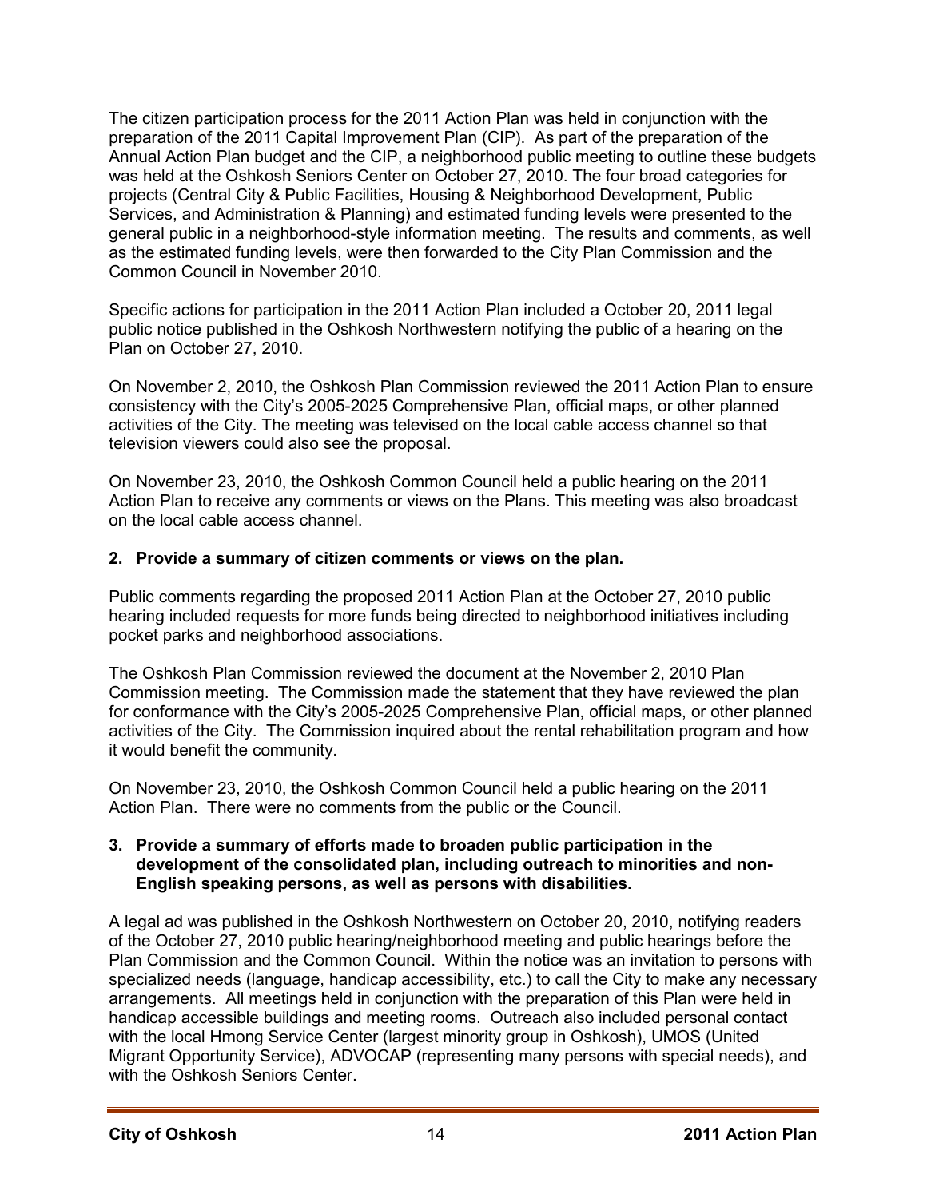The citizen participation process for the 2011 Action Plan was held in conjunction with the preparation of the 2011 Capital Improvement Plan (CIP). As part of the preparation of the Annual Action Plan budget and the CIP, a neighborhood public meeting to outline these budgets was held at the Oshkosh Seniors Center on October 27, 2010. The four broad categories for projects (Central City & Public Facilities, Housing & Neighborhood Development, Public Services, and Administration & Planning) and estimated funding levels were presented to the general public in a neighborhood-style information meeting. The results and comments, as well as the estimated funding levels, were then forwarded to the City Plan Commission and the Common Council in November 2010.

Specific actions for participation in the 2011 Action Plan included a October 20, 2011 legal public notice published in the Oshkosh Northwestern notifying the public of a hearing on the Plan on October 27, 2010.

On November 2, 2010, the Oshkosh Plan Commission reviewed the 2011 Action Plan to ensure consistency with the City's 2005-2025 Comprehensive Plan, official maps, or other planned activities of the City. The meeting was televised on the local cable access channel so that television viewers could also see the proposal.

On November 23, 2010, the Oshkosh Common Council held a public hearing on the 2011 Action Plan to receive any comments or views on the Plans. This meeting was also broadcast on the local cable access channel.

**2. Provide a summary of citizen comments or views on the plan.**

Public comments regarding the proposed 2011 Action Plan at the October 27, 2010 public hearing included requests for more funds being directed to neighborhood initiatives including pocket parks and neighborhood associations.

The Oshkosh Plan Commission reviewed the document at the November 2, 2010 Plan Commission meeting. The Commission made the statement that they have reviewed the plan for conformance with the City's 2005-2025 Comprehensive Plan, official maps, or other planned activities of the City. The Commission inquired about the rental rehabilitation program and how it would benefit the community.

On November 23, 2010, the Oshkosh Common Council held a public hearing on the 2011 Action Plan. There were no comments from the public or the Council.

**3. Provide a summary of efforts made to broaden public participation in the development of the consolidated plan, including outreach to minorities and non-English speaking persons, as well as persons with disabilities.**

A legal ad was published in the Oshkosh Northwestern on October 20, 2010, notifying readers of the October 27, 2010 public hearing/neighborhood meeting and public hearings before the Plan Commission and the Common Council. Within the notice was an invitation to persons with specialized needs (language, handicap accessibility, etc.) to call the City to make any necessary arrangements. All meetings held in conjunction with the preparation of this Plan were held in handicap accessible buildings and meeting rooms. Outreach also included personal contact with the local Hmong Service Center (largest minority group in Oshkosh), UMOS (United Migrant Opportunity Service), ADVOCAP (representing many persons with special needs), and with the Oshkosh Seniors Center.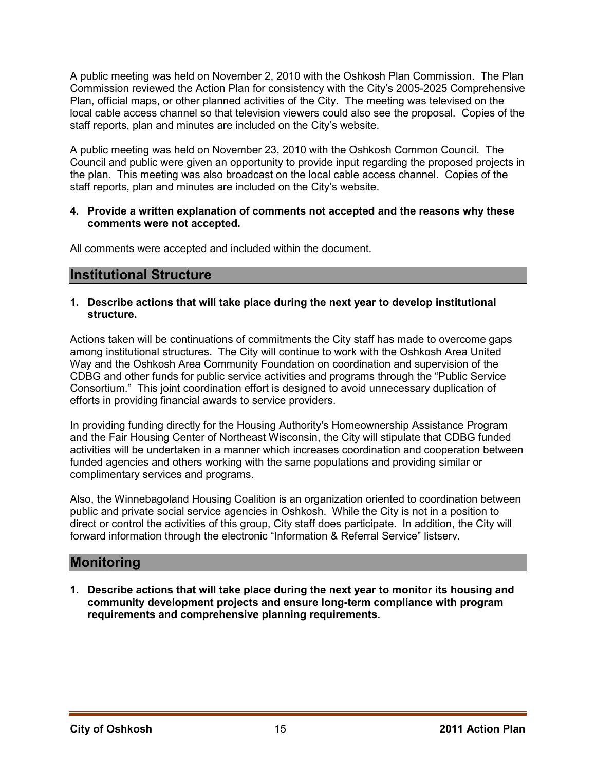A public meeting was held on November 2, 2010 with the Oshkosh Plan Commission. The Plan Commission reviewed the Action Plan for consistency with the City's 2005-2025 Comprehensive Plan, official maps, or other planned activities of the City. The meeting was televised on the local cable access channel so that television viewers could also see the proposal. Copies of the staff reports, plan and minutes are included on the City's website.

A public meeting was held on November 23, 2010 with the Oshkosh Common Council. The Council and public were given an opportunity to provide input regarding the proposed projects in the plan. This meeting was also broadcast on the local cable access channel. Copies of the staff reports, plan and minutes are included on the City's website.

**4. Provide a written explanation of comments not accepted and the reasons why these comments were not accepted.**

All comments were accepted and included within the document.

## Institutional Structure

**1. Describe actions that will take place during the next year to develop institutional structure.**

Actions taken will be continuations of commitments the City staff has made to overcome gaps among institutional structures. The City will continue to work with the Oshkosh Area United Way and the Oshkosh Area Community Foundation on coordination and supervision of the CDBG and other funds for public service activities and programs through the "Public Service Consortium." This joint coordination effort is designed to avoid unnecessary duplication of efforts in providing financial awards to service providers.

In providing funding directly for the Housing Authority's Homeownership Assistance Program and the Fair Housing Center of Northeast Wisconsin, the City will stipulate that CDBG funded activities will be undertaken in a manner which increases coordination and cooperation between funded agencies and others working with the same populations and providing similar or complimentary services and programs.

Also, the Winnebagoland Housing Coalition is an organization oriented to coordination between public and private social service agencies in Oshkosh. While the City is not in a position to direct or control the activities of this group, City staff does participate. In addition, the City will forward information through the electronic "Information & Referral Service" listserv.

## Monitoring

**1. Describe actions that will take place during the next year to monitor its housing and community development projects and ensure long-term compliance with program requirements and comprehensive planning requirements.**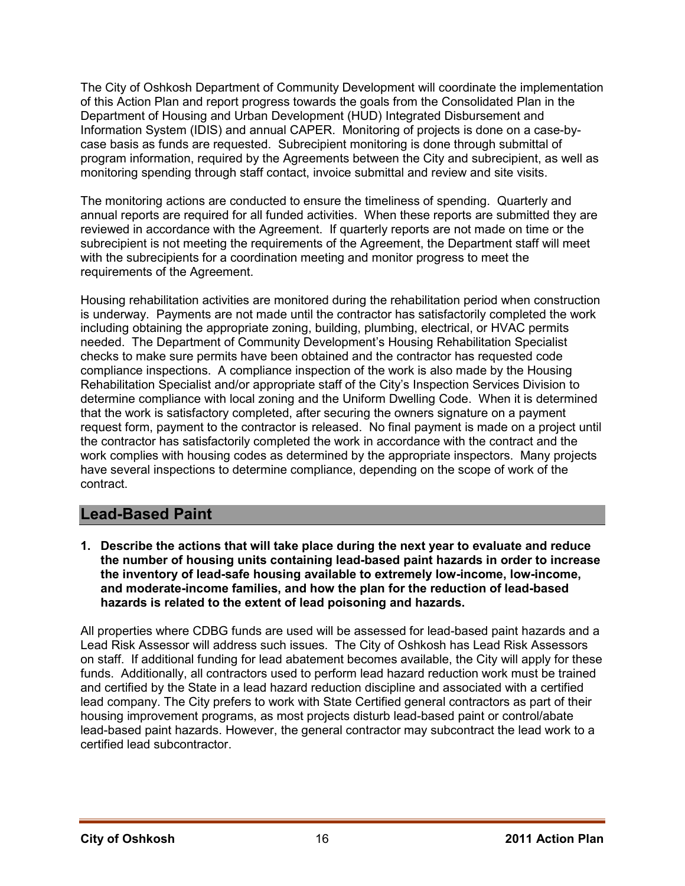The City of Oshkosh Department of Community Development will coordinate the implementation of this Action Plan and report progress towards the goals from the Consolidated Plan in the Department of Housing and Urban Development (HUD) Integrated Disbursement and Information System (IDIS) and annual CAPER. Monitoring of projects is done on a case-by-case basis as funds are requested. Subrecipient monitoring is done through submittal of program information, required by the Agreements between the City and subrecipient, as well as monitoring spending through staff contact, invoice submittal and review and site visits.

The monitoring actions are conducted to ensure the timeliness of spending. Quarterly and annual reports are required for all funded activities. When these reports are submitted they are reviewed in accordance with the Agreement. If quarterly reports are not made on time or the subrecipient is not meeting the requirements of the Agreement, the Department staff will meet with the subrecipients for a coordination meeting and monitor progress to meet the requirements of the Agreement.

Housing rehabilitation activities are monitored during the rehabilitation period when construction is underway. Payments are not made until the contractor has satisfactorily completed the work including obtaining the appropriate zoning, building, plumbing, electrical, or HVAC permits needed. The Department of Community Development's Housing Rehabilitation Specialist checks to make sure permits have been obtained and the contractor has requested code compliance inspections. A compliance inspection of the work is also made by the Housing Rehabilitation Specialist and/or appropriate staff of the City's Inspection Services Division to determine compliance with local zoning and the Uniform Dwelling Code. When it is determined that the work is satisfactory completed, after securing the owners signature on a payment request form, payment to the contractor is released. No final payment is made on a project until the contractor has satisfactorily completed the work in accordance with the contract and the work complies with housing codes as determined by the appropriate inspectors. Many projects have several inspections to determine compliance, depending on the scope of work of the contract.

## Lead-Based Paint

**1. Describe the actions that will take place during the next year to evaluate and reduce the number of housing units containing lead-based paint hazards in order to increase the inventory of lead-safe housing available to extremely low-income, low-income, and moderate-income families, and how the plan for the reduction of lead-based hazards is related to the extent of lead poisoning and hazards.**

All properties where CDBG funds are used will be assessed for lead-based paint hazards and a Lead Risk Assessor will address such issues. The City of Oshkosh has Lead Risk Assessors on staff. If additional funding for lead abatement becomes available, the City will apply for these funds. Additionally, all contractors used to perform lead hazard reduction work must be trained and certified by the State in a lead hazard reduction discipline and associated with a certified lead company. The City prefers to work with State Certified general contractors as part of their housing improvement programs, as most projects disturb lead-based paint or control/abate lead-based paint hazards. However, the general contractor may subcontract the lead work to a certified lead subcontractor.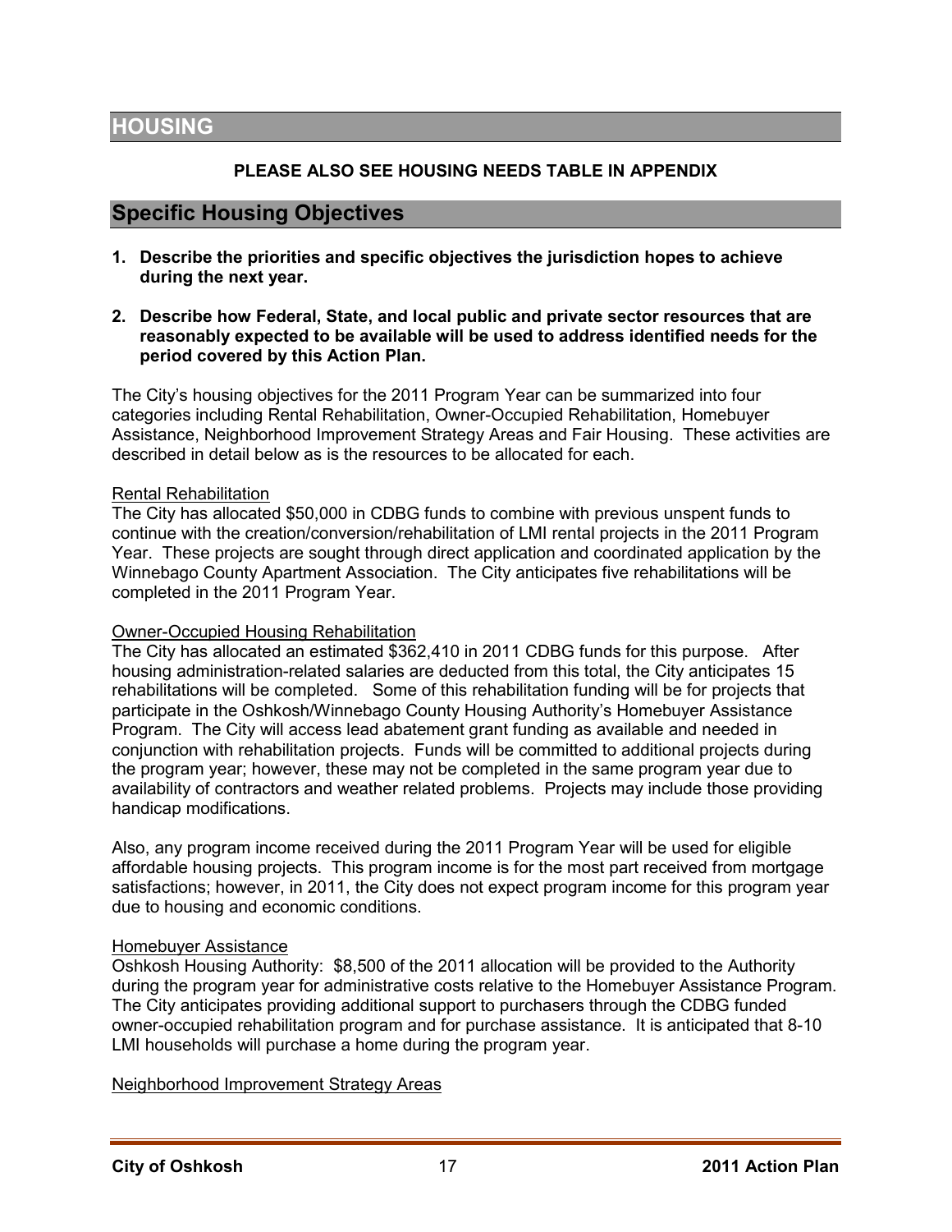# HOUSING

**PLEASE ALSO SEE HOUSING NEEDS TABLE IN APPENDIX**

## Specific Housing Objectives

1. **Describe the priorities and specific objectives the jurisdiction hopes to achieve during the next year.**

2. **Describe how Federal, State, and local public and private sector resources that are reasonably expected to be available will be used to address identified needs for the period covered by this Action Plan.**

The City's housing objectives for the 2011 Program Year can be summarized into four categories including Rental Rehabilitation, Owner-Occupied Rehabilitation, Homebuyer Assistance, Neighborhood Improvement Strategy Areas and Fair Housing. These activities are described in detail below as is the resources to be allocated for each.

<u>Rental Rehabilitation</u>
The City has allocated $50,000 in CDBG funds to combine with previous unspent funds to continue with the creation/conversion/rehabilitation of LMI rental projects in the 2011 Program Year. These projects are sought through direct application and coordinated application by the Winnebago County Apartment Association. The City anticipates five rehabilitations will be completed in the 2011 Program Year.

<u>Owner-Occupied Housing Rehabilitation</u>
The City has allocated an estimated $362,410 in 2011 CDBG funds for this purpose. After housing administration-related salaries are deducted from this total, the City anticipates 15 rehabilitations will be completed. Some of this rehabilitation funding will be for projects that participate in the Oshkosh/Winnebago County Housing Authority's Homebuyer Assistance Program. The City will access lead abatement grant funding as available and needed in conjunction with rehabilitation projects. Funds will be committed to additional projects during the program year; however, these may not be completed in the same program year due to availability of contractors and weather related problems. Projects may include those providing handicap modifications.

Also, any program income received during the 2011 Program Year will be used for eligible affordable housing projects. This program income is for the most part received from mortgage satisfactions; however, in 2011, the City does not expect program income for this program year due to housing and economic conditions.

<u>Homebuyer Assistance</u>
Oshkosh Housing Authority: $8,500 of the 2011 allocation will be provided to the Authority during the program year for administrative costs relative to the Homebuyer Assistance Program. The City anticipates providing additional support to purchasers through the CDBG funded owner-occupied rehabilitation program and for purchase assistance. It is anticipated that 8-10 LMI households will purchase a home during the program year.

<u>Neighborhood Improvement Strategy Areas</u>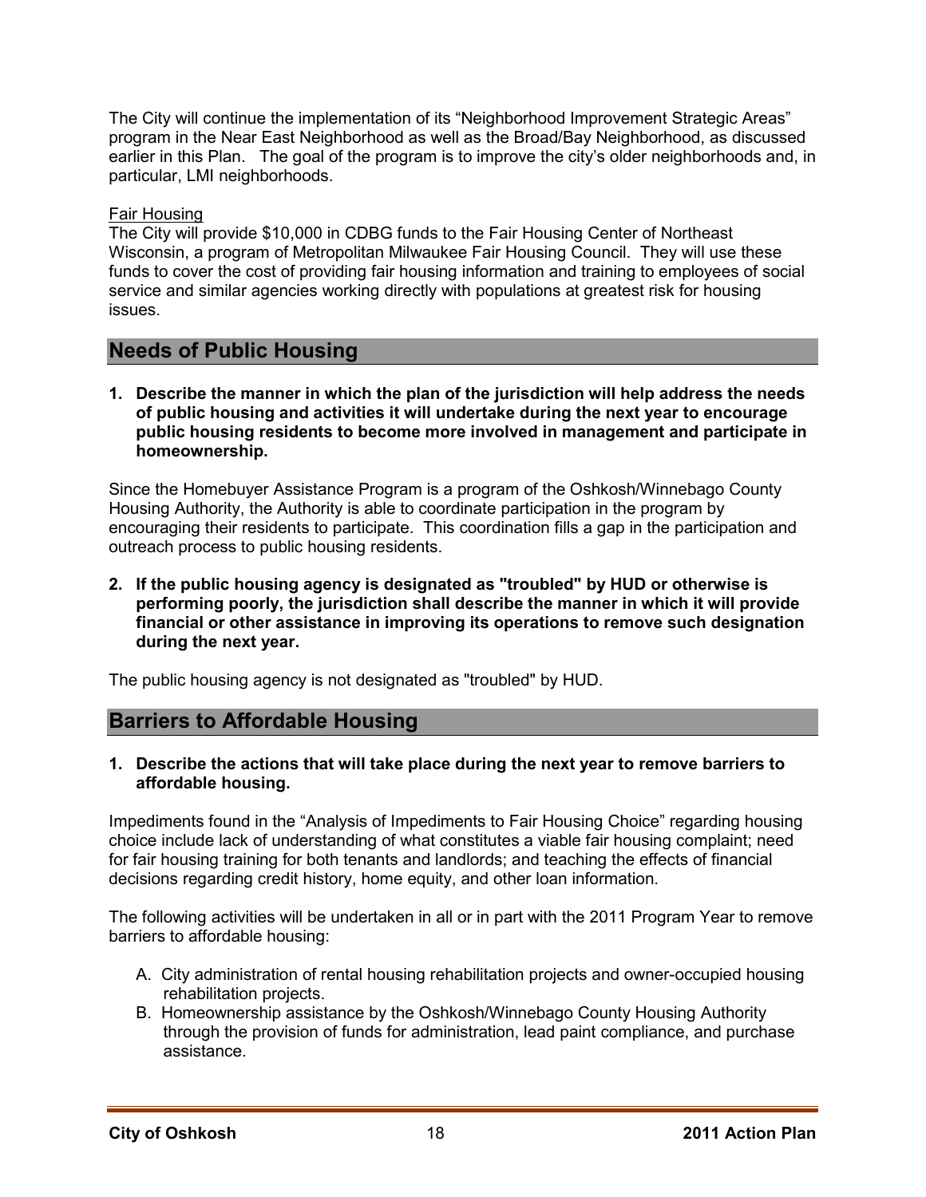The City will continue the implementation of its "Neighborhood Improvement Strategic Areas" program in the Near East Neighborhood as well as the Broad/Bay Neighborhood, as discussed earlier in this Plan. The goal of the program is to improve the city's older neighborhoods and, in particular, LMI neighborhoods.

Fair Housing

The City will provide $10,000 in CDBG funds to the Fair Housing Center of Northeast Wisconsin, a program of Metropolitan Milwaukee Fair Housing Council. They will use these funds to cover the cost of providing fair housing information and training to employees of social service and similar agencies working directly with populations at greatest risk for housing issues.

## Needs of Public Housing

**1. Describe the manner in which the plan of the jurisdiction will help address the needs of public housing and activities it will undertake during the next year to encourage public housing residents to become more involved in management and participate in homeownership.**

Since the Homebuyer Assistance Program is a program of the Oshkosh/Winnebago County Housing Authority, the Authority is able to coordinate participation in the program by encouraging their residents to participate. This coordination fills a gap in the participation and outreach process to public housing residents.

**2. If the public housing agency is designated as "troubled" by HUD or otherwise is performing poorly, the jurisdiction shall describe the manner in which it will provide financial or other assistance in improving its operations to remove such designation during the next year.**

The public housing agency is not designated as "troubled" by HUD.

## Barriers to Affordable Housing

**1. Describe the actions that will take place during the next year to remove barriers to affordable housing.**

Impediments found in the "Analysis of Impediments to Fair Housing Choice" regarding housing choice include lack of understanding of what constitutes a viable fair housing complaint; need for fair housing training for both tenants and landlords; and teaching the effects of financial decisions regarding credit history, home equity, and other loan information.

The following activities will be undertaken in all or in part with the 2011 Program Year to remove barriers to affordable housing:

A. City administration of rental housing rehabilitation projects and owner-occupied housing rehabilitation projects.

B. Homeownership assistance by the Oshkosh/Winnebago County Housing Authority through the provision of funds for administration, lead paint compliance, and purchase assistance.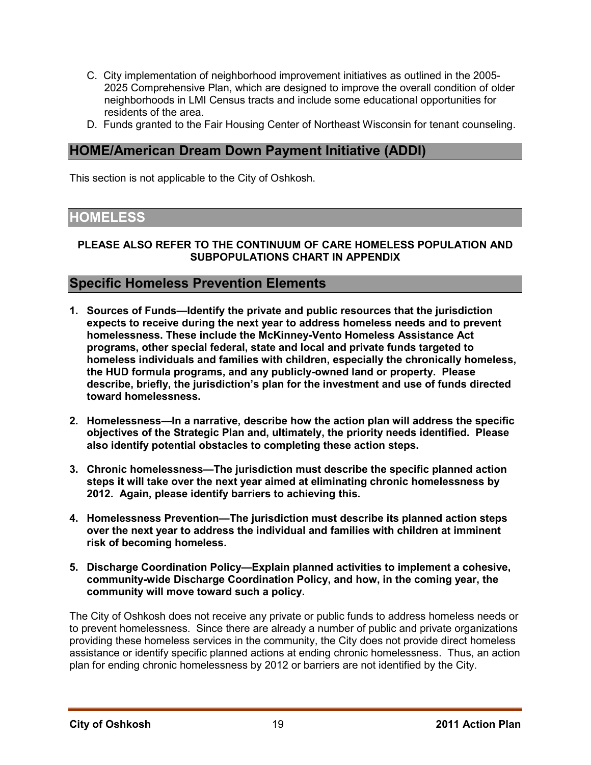C. City implementation of neighborhood improvement initiatives as outlined in the 2005-2025 Comprehensive Plan, which are designed to improve the overall condition of older neighborhoods in LMI Census tracts and include some educational opportunities for residents of the area.
D. Funds granted to the Fair Housing Center of Northeast Wisconsin for tenant counseling.

## HOME/American Dream Down Payment Initiative (ADDI)

This section is not applicable to the City of Oshkosh.

## HOMELESS

**PLEASE ALSO REFER TO THE CONTINUUM OF CARE HOMELESS POPULATION AND SUBPOPULATIONS CHART IN APPENDIX**

## Specific Homeless Prevention Elements

1. **Sources of Funds—Identify the private and public resources that the jurisdiction expects to receive during the next year to address homeless needs and to prevent homelessness. These include the McKinney-Vento Homeless Assistance Act programs, other special federal, state and local and private funds targeted to homeless individuals and families with children, especially the chronically homeless, the HUD formula programs, and any publicly-owned land or property. Please describe, briefly, the jurisdiction's plan for the investment and use of funds directed toward homelessness.**

2. **Homelessness—In a narrative, describe how the action plan will address the specific objectives of the Strategic Plan and, ultimately, the priority needs identified. Please also identify potential obstacles to completing these action steps.**

3. **Chronic homelessness—The jurisdiction must describe the specific planned action steps it will take over the next year aimed at eliminating chronic homelessness by 2012. Again, please identify barriers to achieving this.**

4. **Homelessness Prevention—The jurisdiction must describe its planned action steps over the next year to address the individual and families with children at imminent risk of becoming homeless.**

5. **Discharge Coordination Policy—Explain planned activities to implement a cohesive, community-wide Discharge Coordination Policy, and how, in the coming year, the community will move toward such a policy.**

The City of Oshkosh does not receive any private or public funds to address homeless needs or to prevent homelessness. Since there are already a number of public and private organizations providing these homeless services in the community, the City does not provide direct homeless assistance or identify specific planned actions at ending chronic homelessness. Thus, an action plan for ending chronic homelessness by 2012 or barriers are not identified by the City.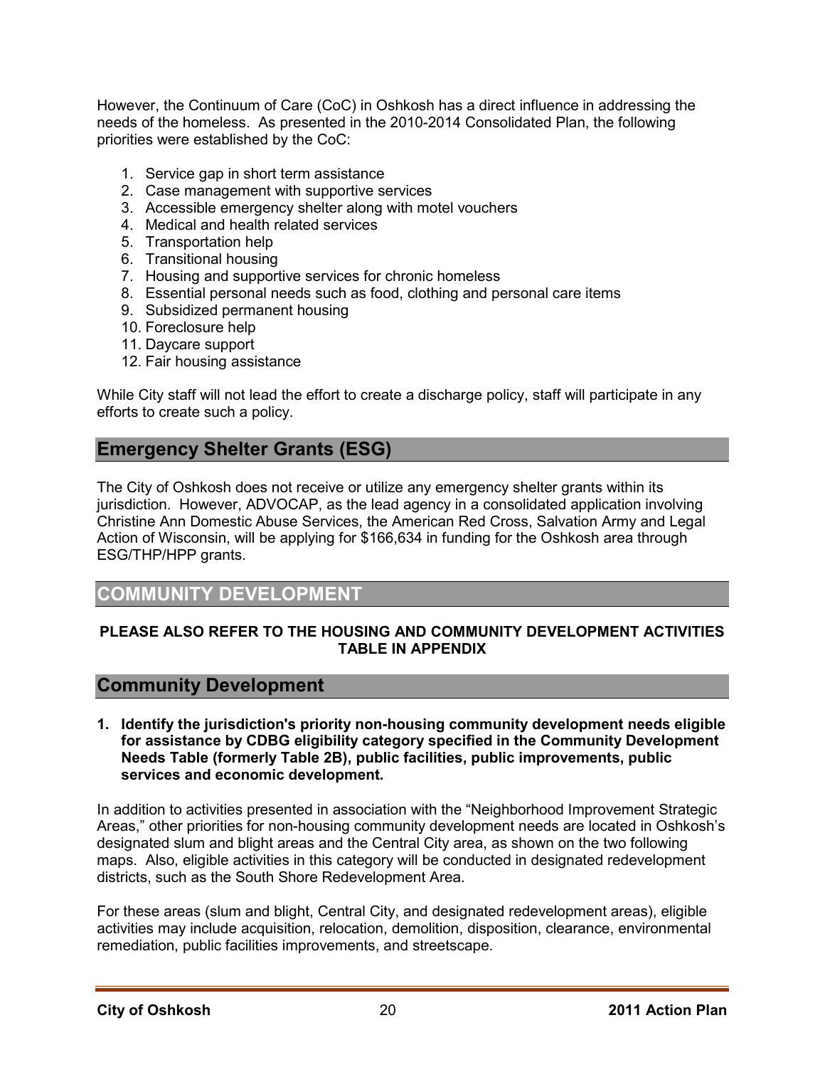However, the Continuum of Care (CoC) in Oshkosh has a direct influence in addressing the needs of the homeless. As presented in the 2010-2014 Consolidated Plan, the following priorities were established by the CoC:

1. Service gap in short term assistance
2. Case management with supportive services
3. Accessible emergency shelter along with motel vouchers
4. Medical and health related services
5. Transportation help
6. Transitional housing
7. Housing and supportive services for chronic homeless
8. Essential personal needs such as food, clothing and personal care items
9. Subsidized permanent housing
10. Foreclosure help
11. Daycare support
12. Fair housing assistance

While City staff will not lead the effort to create a discharge policy, staff will participate in any efforts to create such a policy.

## Emergency Shelter Grants (ESG)

The City of Oshkosh does not receive or utilize any emergency shelter grants within its jurisdiction. However, ADVOCAP, as the lead agency in a consolidated application involving Christine Ann Domestic Abuse Services, the American Red Cross, Salvation Army and Legal Action of Wisconsin, will be applying for $166,634 in funding for the Oshkosh area through ESG/THP/HPP grants.

# COMMUNITY DEVELOPMENT

**PLEASE ALSO REFER TO THE HOUSING AND COMMUNITY DEVELOPMENT ACTIVITIES TABLE IN APPENDIX**

## Community Development

**1. Identify the jurisdiction's priority non-housing community development needs eligible for assistance by CDBG eligibility category specified in the Community Development Needs Table (formerly Table 2B), public facilities, public improvements, public services and economic development.**

In addition to activities presented in association with the "Neighborhood Improvement Strategic Areas," other priorities for non-housing community development needs are located in Oshkosh's designated slum and blight areas and the Central City area, as shown on the two following maps. Also, eligible activities in this category will be conducted in designated redevelopment districts, such as the South Shore Redevelopment Area.

For these areas (slum and blight, Central City, and designated redevelopment areas), eligible activities may include acquisition, relocation, demolition, disposition, clearance, environmental remediation, public facilities improvements, and streetscape.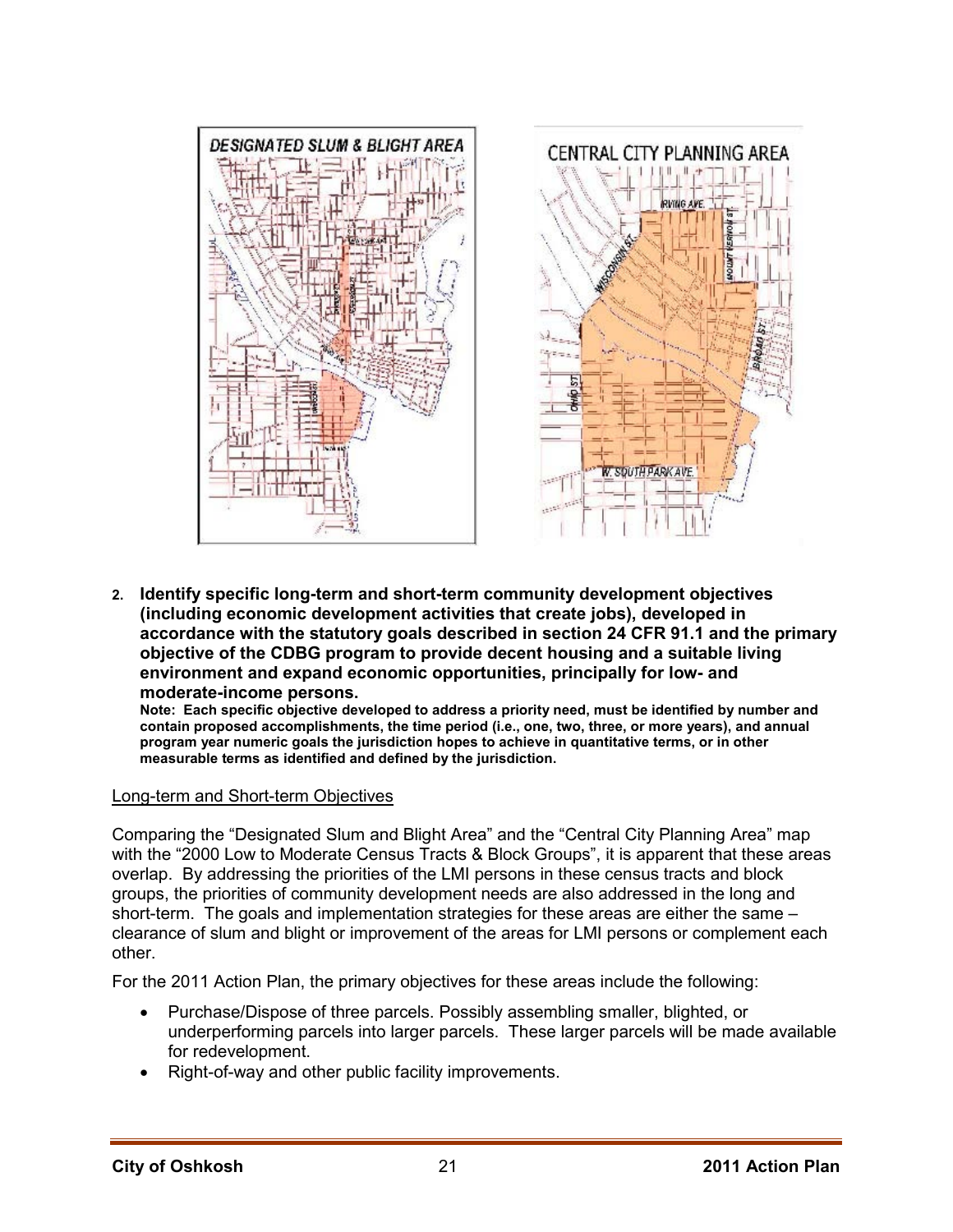DESIGNATED SLUM & BLIGHT AREA

CENTRAL CITY PLANNING AREA

IRVING AVE.

MOUNT VERNON ST.

WISCONSIN ST.

BROAD ST.

OHIO ST.

W. SOUTH PARK AVE.

**2. Identify specific long-term and short-term community development objectives (including economic development activities that create jobs), developed in accordance with the statutory goals described in section 24 CFR 91.1 and the primary objective of the CDBG program to provide decent housing and a suitable living environment and expand economic opportunities, principally for low- and moderate-income persons.**

**Note: Each specific objective developed to address a priority need, must be identified by number and contain proposed accomplishments, the time period (i.e., one, two, three, or more years), and annual program year numeric goals the jurisdiction hopes to achieve in quantitative terms, or in other measurable terms as identified and defined by the jurisdiction.**

Long-term and Short-term Objectives

Comparing the "Designated Slum and Blight Area" and the "Central City Planning Area" map with the "2000 Low to Moderate Census Tracts & Block Groups", it is apparent that these areas overlap. By addressing the priorities of the LMI persons in these census tracts and block groups, the priorities of community development needs are also addressed in the long and short-term. The goals and implementation strategies for these areas are either the same – clearance of slum and blight or improvement of the areas for LMI persons or complement each other.

For the 2011 Action Plan, the primary objectives for these areas include the following:

- Purchase/Dispose of three parcels. Possibly assembling smaller, blighted, or underperforming parcels into larger parcels. These larger parcels will be made available for redevelopment.
- Right-of-way and other public facility improvements.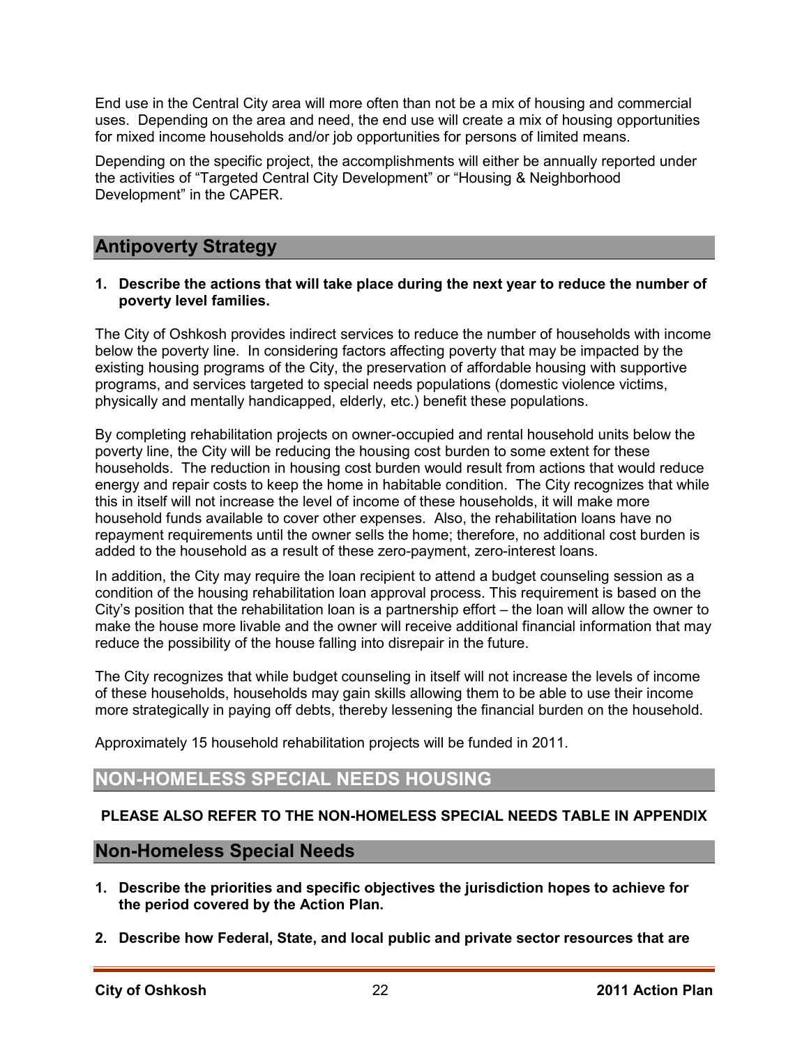End use in the Central City area will more often than not be a mix of housing and commercial uses. Depending on the area and need, the end use will create a mix of housing opportunities for mixed income households and/or job opportunities for persons of limited means.

Depending on the specific project, the accomplishments will either be annually reported under the activities of "Targeted Central City Development" or "Housing & Neighborhood Development" in the CAPER.

## Antipoverty Strategy

**1. Describe the actions that will take place during the next year to reduce the number of poverty level families.**

The City of Oshkosh provides indirect services to reduce the number of households with income below the poverty line. In considering factors affecting poverty that may be impacted by the existing housing programs of the City, the preservation of affordable housing with supportive programs, and services targeted to special needs populations (domestic violence victims, physically and mentally handicapped, elderly, etc.) benefit these populations.

By completing rehabilitation projects on owner-occupied and rental household units below the poverty line, the City will be reducing the housing cost burden to some extent for these households. The reduction in housing cost burden would result from actions that would reduce energy and repair costs to keep the home in habitable condition. The City recognizes that while this in itself will not increase the level of income of these households, it will make more household funds available to cover other expenses. Also, the rehabilitation loans have no repayment requirements until the owner sells the home; therefore, no additional cost burden is added to the household as a result of these zero-payment, zero-interest loans.

In addition, the City may require the loan recipient to attend a budget counseling session as a condition of the housing rehabilitation loan approval process. This requirement is based on the City's position that the rehabilitation loan is a partnership effort – the loan will allow the owner to make the house more livable and the owner will receive additional financial information that may reduce the possibility of the house falling into disrepair in the future.

The City recognizes that while budget counseling in itself will not increase the levels of income of these households, households may gain skills allowing them to be able to use their income more strategically in paying off debts, thereby lessening the financial burden on the household.

Approximately 15 household rehabilitation projects will be funded in 2011.

## NON-HOMELESS SPECIAL NEEDS HOUSING

**PLEASE ALSO REFER TO THE NON-HOMELESS SPECIAL NEEDS TABLE IN APPENDIX**

## Non-Homeless Special Needs

**1. Describe the priorities and specific objectives the jurisdiction hopes to achieve for the period covered by the Action Plan.**

**2. Describe how Federal, State, and local public and private sector resources that are**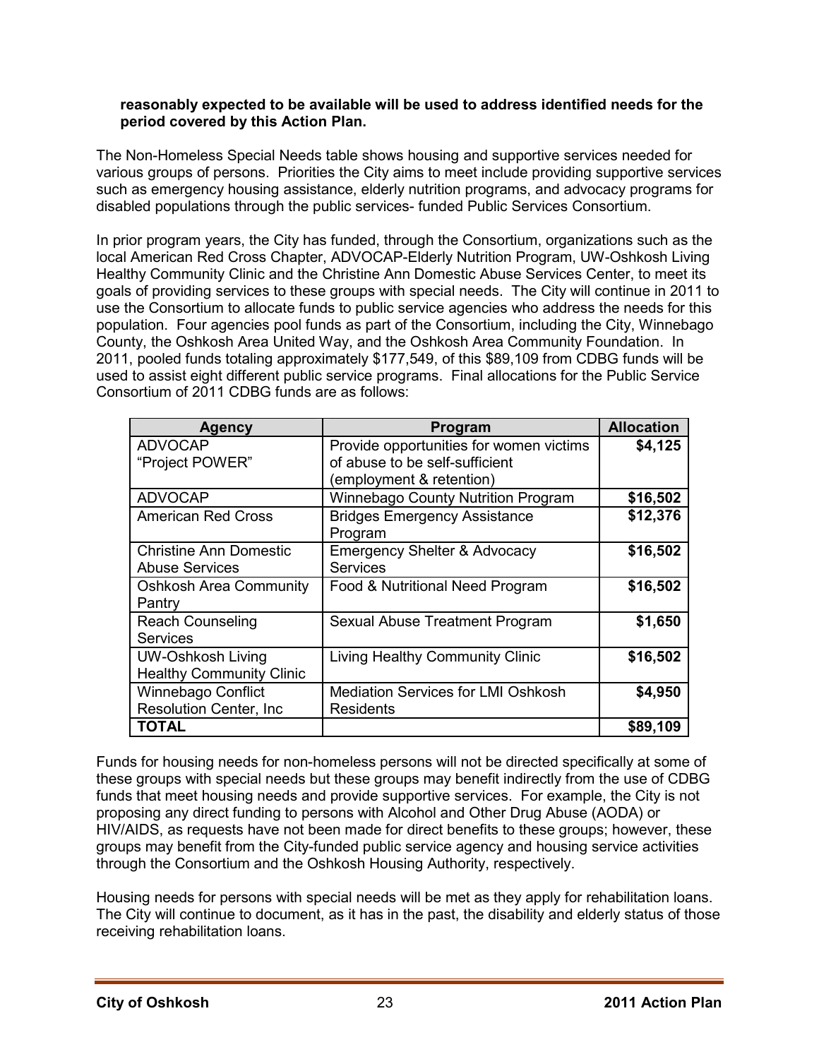**reasonably expected to be available will be used to address identified needs for the period covered by this Action Plan.**

The Non-Homeless Special Needs table shows housing and supportive services needed for various groups of persons. Priorities the City aims to meet include providing supportive services such as emergency housing assistance, elderly nutrition programs, and advocacy programs for disabled populations through the public services- funded Public Services Consortium.

In prior program years, the City has funded, through the Consortium, organizations such as the local American Red Cross Chapter, ADVOCAP-Elderly Nutrition Program, UW-Oshkosh Living Healthy Community Clinic and the Christine Ann Domestic Abuse Services Center, to meet its goals of providing services to these groups with special needs. The City will continue in 2011 to use the Consortium to allocate funds to public service agencies who address the needs for this population. Four agencies pool funds as part of the Consortium, including the City, Winnebago County, the Oshkosh Area United Way, and the Oshkosh Area Community Foundation. In 2011, pooled funds totaling approximately $177,549, of this $89,109 from CDBG funds will be used to assist eight different public service programs. Final allocations for the Public Service Consortium of 2011 CDBG funds are as follows:

| Agency | Program | Allocation |
|---|---|---|
| ADVOCAP "Project POWER" | Provide opportunities for women victims of abuse to be self-sufficient (employment & retention) | **$4,125** |
| ADVOCAP | Winnebago County Nutrition Program | **$16,502** |
| American Red Cross | Bridges Emergency Assistance Program | **$12,376** |
| Christine Ann Domestic Abuse Services | Emergency Shelter & Advocacy Services | **$16,502** |
| Oshkosh Area Community Pantry | Food & Nutritional Need Program | **$16,502** |
| Reach Counseling Services | Sexual Abuse Treatment Program | **$1,650** |
| UW-Oshkosh Living Healthy Community Clinic | Living Healthy Community Clinic | **$16,502** |
| Winnebago Conflict Resolution Center, Inc | Mediation Services for LMI Oshkosh Residents | **$4,950** |
| **TOTAL** | | **$89,109** |

Funds for housing needs for non-homeless persons will not be directed specifically at some of these groups with special needs but these groups may benefit indirectly from the use of CDBG funds that meet housing needs and provide supportive services. For example, the City is not proposing any direct funding to persons with Alcohol and Other Drug Abuse (AODA) or HIV/AIDS, as requests have not been made for direct benefits to these groups; however, these groups may benefit from the City-funded public service agency and housing service activities through the Consortium and the Oshkosh Housing Authority, respectively.

Housing needs for persons with special needs will be met as they apply for rehabilitation loans. The City will continue to document, as it has in the past, the disability and elderly status of those receiving rehabilitation loans.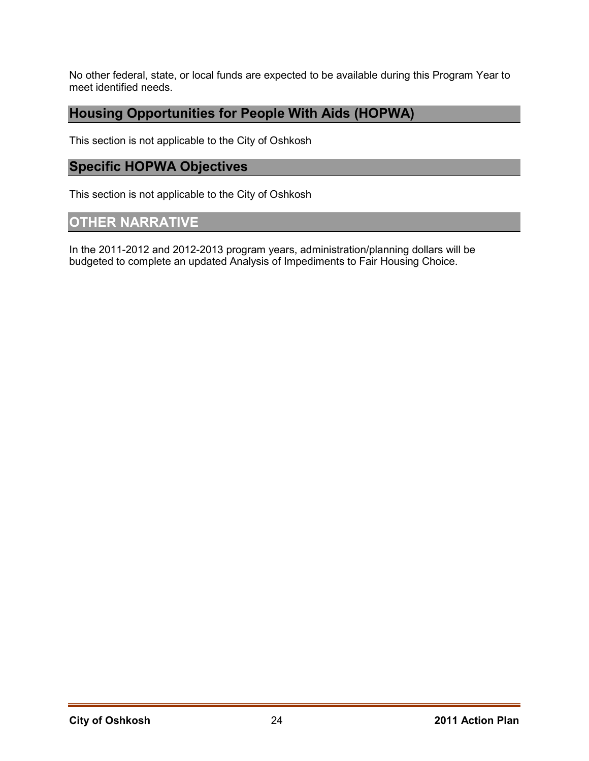No other federal, state, or local funds are expected to be available during this Program Year to meet identified needs.

## Housing Opportunities for People With Aids (HOPWA)

This section is not applicable to the City of Oshkosh

## Specific HOPWA Objectives

This section is not applicable to the City of Oshkosh

## OTHER NARRATIVE

In the 2011-2012 and 2012-2013 program years, administration/planning dollars will be budgeted to complete an updated Analysis of Impediments to Fair Housing Choice.